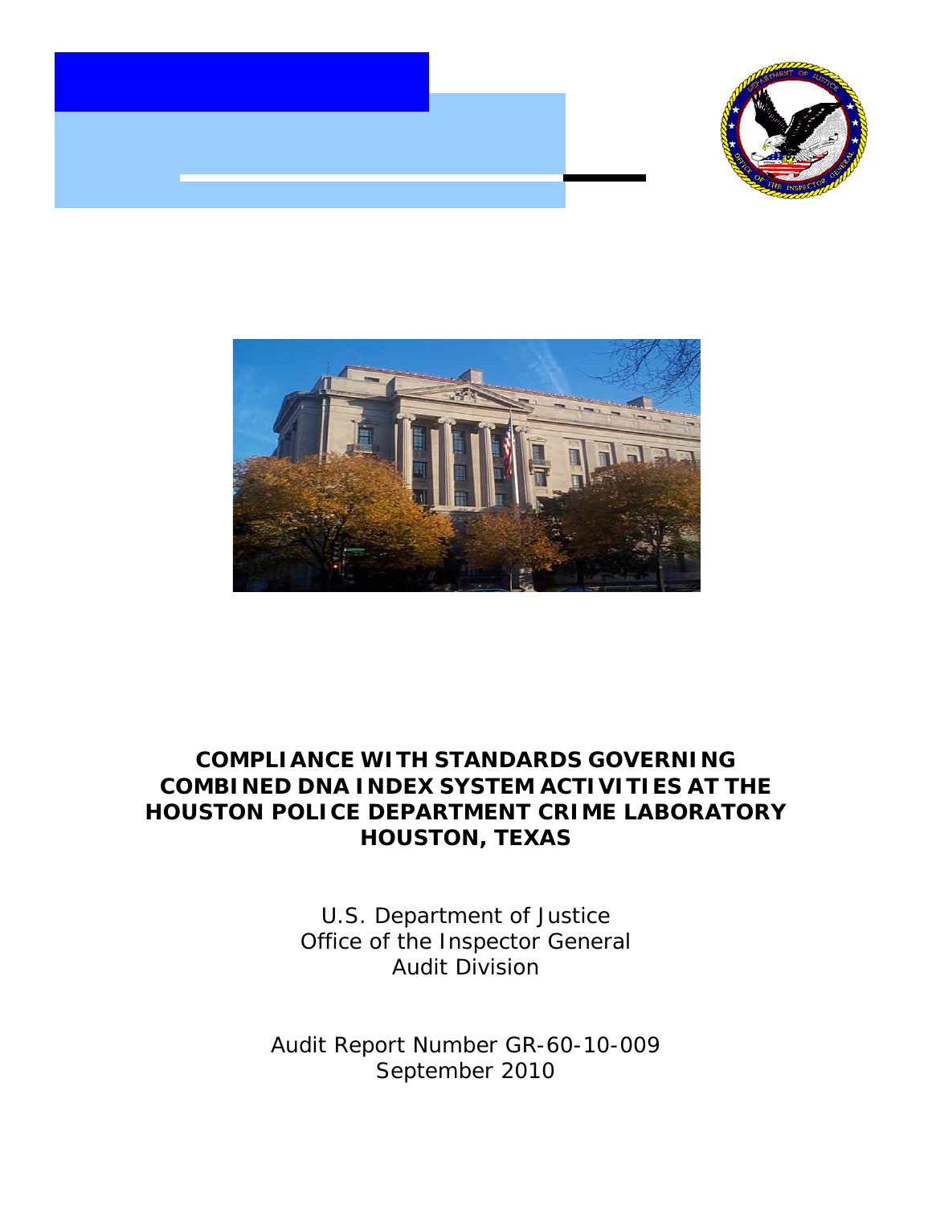# COMPLIANCE WITH STANDARDS GOVERNING COMBINED DNA INDEX SYSTEM ACTIVITIES AT THE HOUSTON POLICE DEPARTMENT CRIME LABORATORY HOUSTON, TEXAS

U.S. Department of Justice
Office of the Inspector General
Audit Division

Audit Report Number GR-60-10-009
September 2010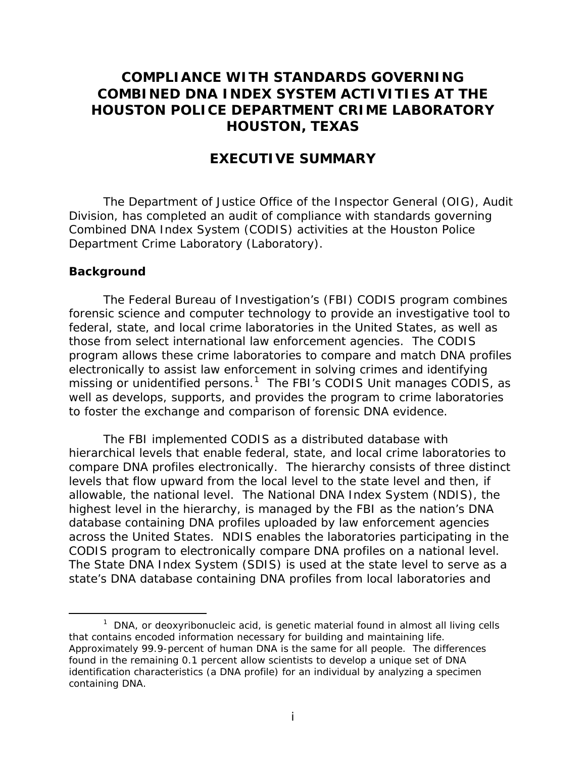# COMPLIANCE WITH STANDARDS GOVERNING COMBINED DNA INDEX SYSTEM ACTIVITIES AT THE HOUSTON POLICE DEPARTMENT CRIME LABORATORY HOUSTON, TEXAS

## EXECUTIVE SUMMARY

The Department of Justice Office of the Inspector General (OIG), Audit Division, has completed an audit of compliance with standards governing Combined DNA Index System (CODIS) activities at the Houston Police Department Crime Laboratory (Laboratory).

### Background

The Federal Bureau of Investigation's (FBI) CODIS program combines forensic science and computer technology to provide an investigative tool to federal, state, and local crime laboratories in the United States, as well as those from select international law enforcement agencies. The CODIS program allows these crime laboratories to compare and match DNA profiles electronically to assist law enforcement in solving crimes and identifying missing or unidentified persons.[1] The FBI's CODIS Unit manages CODIS, as well as develops, supports, and provides the program to crime laboratories to foster the exchange and comparison of forensic DNA evidence.

The FBI implemented CODIS as a distributed database with hierarchical levels that enable federal, state, and local crime laboratories to compare DNA profiles electronically. The hierarchy consists of three distinct levels that flow upward from the local level to the state level and then, if allowable, the national level. The National DNA Index System (NDIS), the highest level in the hierarchy, is managed by the FBI as the nation's DNA database containing DNA profiles uploaded by law enforcement agencies across the United States. NDIS enables the laboratories participating in the CODIS program to electronically compare DNA profiles on a national level. The State DNA Index System (SDIS) is used at the state level to serve as a state's DNA database containing DNA profiles from local laboratories and

[1] DNA, or deoxyribonucleic acid, is genetic material found in almost all living cells that contains encoded information necessary for building and maintaining life. Approximately 99.9-percent of human DNA is the same for all people. The differences found in the remaining 0.1 percent allow scientists to develop a unique set of DNA identification characteristics (a DNA profile) for an individual by analyzing a specimen containing DNA.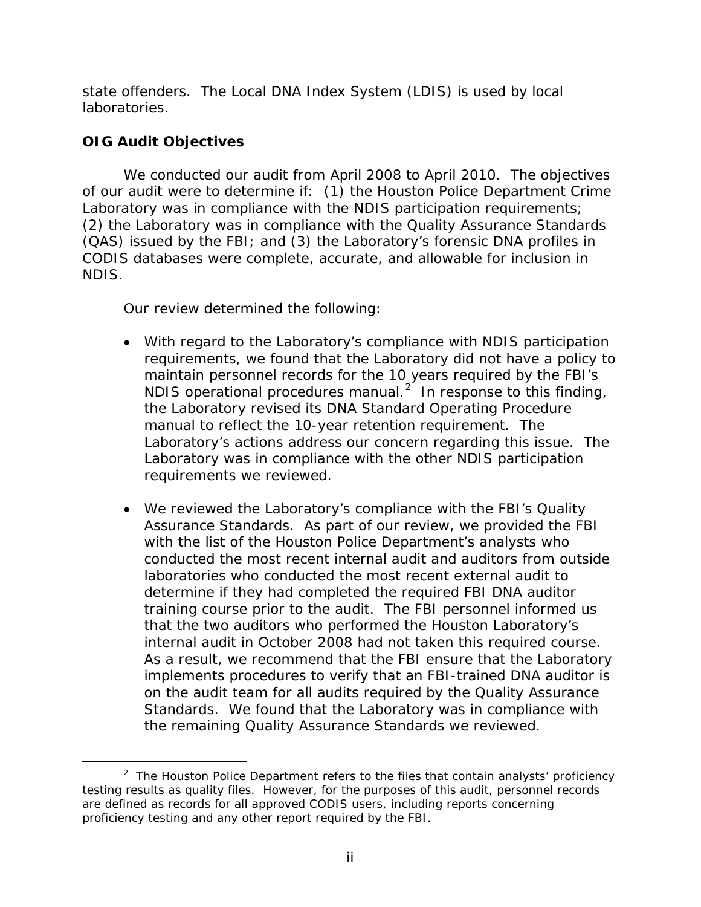state offenders. The Local DNA Index System (LDIS) is used by local laboratories.

**OIG Audit Objectives**

We conducted our audit from April 2008 to April 2010. The objectives of our audit were to determine if: (1) the Houston Police Department Crime Laboratory was in compliance with the NDIS participation requirements; (2) the Laboratory was in compliance with the Quality Assurance Standards (QAS) issued by the FBI; and (3) the Laboratory's forensic DNA profiles in CODIS databases were complete, accurate, and allowable for inclusion in NDIS.

Our review determined the following:

- With regard to the Laboratory's compliance with NDIS participation requirements, we found that the Laboratory did not have a policy to maintain personnel records for the 10 years required by the FBI's NDIS operational procedures manual.[2] In response to this finding, the Laboratory revised its DNA Standard Operating Procedure manual to reflect the 10-year retention requirement. The Laboratory's actions address our concern regarding this issue. The Laboratory was in compliance with the other NDIS participation requirements we reviewed.

- We reviewed the Laboratory's compliance with the FBI's Quality Assurance Standards. As part of our review, we provided the FBI with the list of the Houston Police Department's analysts who conducted the most recent internal audit and auditors from outside laboratories who conducted the most recent external audit to determine if they had completed the required FBI DNA auditor training course prior to the audit. The FBI personnel informed us that the two auditors who performed the Houston Laboratory's internal audit in October 2008 had not taken this required course. As a result, we recommend that the FBI ensure that the Laboratory implements procedures to verify that an FBI-trained DNA auditor is on the audit team for all audits required by the Quality Assurance Standards. We found that the Laboratory was in compliance with the remaining Quality Assurance Standards we reviewed.

[2] The Houston Police Department refers to the files that contain analysts' proficiency testing results as quality files. However, for the purposes of this audit, personnel records are defined as records for all approved CODIS users, including reports concerning proficiency testing and any other report required by the FBI.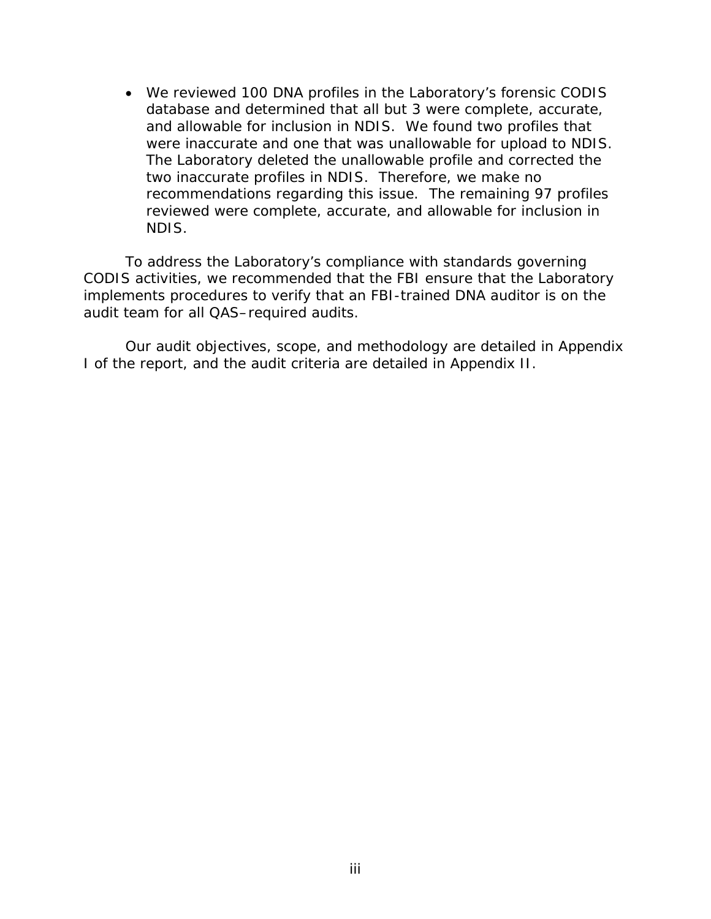- We reviewed 100 DNA profiles in the Laboratory's forensic CODIS database and determined that all but 3 were complete, accurate, and allowable for inclusion in NDIS. We found two profiles that were inaccurate and one that was unallowable for upload to NDIS. The Laboratory deleted the unallowable profile and corrected the two inaccurate profiles in NDIS. Therefore, we make no recommendations regarding this issue. The remaining 97 profiles reviewed were complete, accurate, and allowable for inclusion in NDIS.

To address the Laboratory's compliance with standards governing CODIS activities, we recommended that the FBI ensure that the Laboratory implements procedures to verify that an FBI-trained DNA auditor is on the audit team for all QAS–required audits.

Our audit objectives, scope, and methodology are detailed in Appendix I of the report, and the audit criteria are detailed in Appendix II.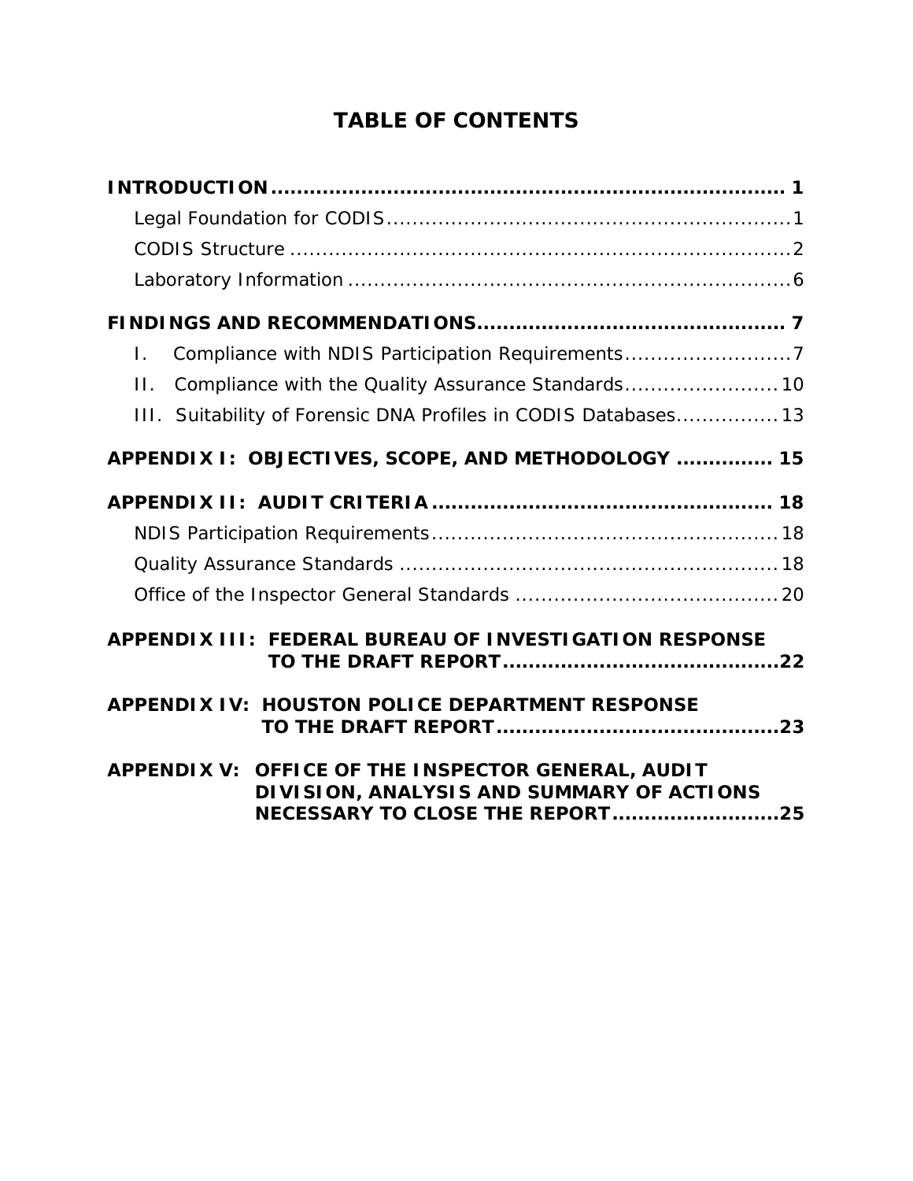# TABLE OF CONTENTS

**INTRODUCTION** .......... **1**

- Legal Foundation for CODIS .......... 1
- CODIS Structure .......... 2
- Laboratory Information .......... 6

**FINDINGS AND RECOMMENDATIONS** .......... **7**

- I. Compliance with NDIS Participation Requirements .......... 7
- II. Compliance with the Quality Assurance Standards .......... 10
- III. Suitability of Forensic DNA Profiles in CODIS Databases .......... 13

**APPENDIX I: OBJECTIVES, SCOPE, AND METHODOLOGY** .......... **15**

**APPENDIX II: AUDIT CRITERIA** .......... **18**

- NDIS Participation Requirements .......... 18
- Quality Assurance Standards .......... 18
- Office of the Inspector General Standards .......... 20

**APPENDIX III: FEDERAL BUREAU OF INVESTIGATION RESPONSE TO THE DRAFT REPORT** .......... **22**

**APPENDIX IV: HOUSTON POLICE DEPARTMENT RESPONSE TO THE DRAFT REPORT** .......... **23**

**APPENDIX V: OFFICE OF THE INSPECTOR GENERAL, AUDIT DIVISION, ANALYSIS AND SUMMARY OF ACTIONS NECESSARY TO CLOSE THE REPORT** .......... **25**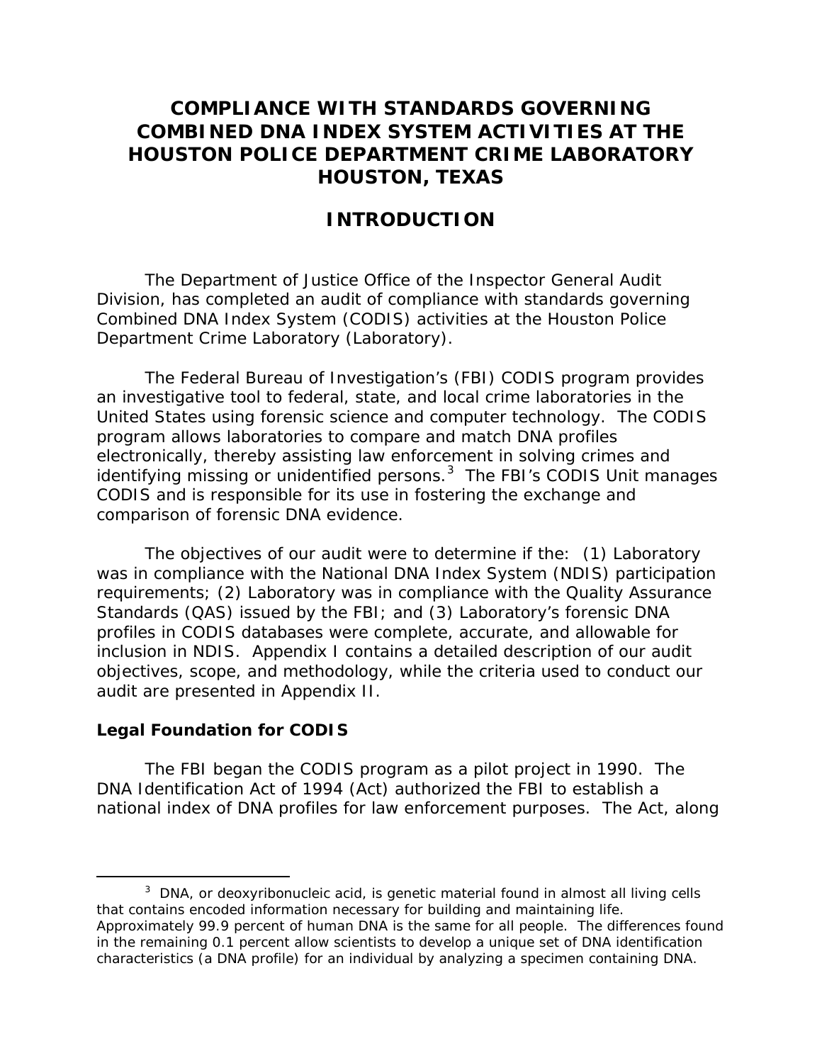# COMPLIANCE WITH STANDARDS GOVERNING COMBINED DNA INDEX SYSTEM ACTIVITIES AT THE HOUSTON POLICE DEPARTMENT CRIME LABORATORY HOUSTON, TEXAS

## INTRODUCTION

The Department of Justice Office of the Inspector General Audit Division, has completed an audit of compliance with standards governing Combined DNA Index System (CODIS) activities at the Houston Police Department Crime Laboratory (Laboratory).

The Federal Bureau of Investigation's (FBI) CODIS program provides an investigative tool to federal, state, and local crime laboratories in the United States using forensic science and computer technology. The CODIS program allows laboratories to compare and match DNA profiles electronically, thereby assisting law enforcement in solving crimes and identifying missing or unidentified persons.[3] The FBI's CODIS Unit manages CODIS and is responsible for its use in fostering the exchange and comparison of forensic DNA evidence.

The objectives of our audit were to determine if the: (1) Laboratory was in compliance with the National DNA Index System (NDIS) participation requirements; (2) Laboratory was in compliance with the Quality Assurance Standards (QAS) issued by the FBI; and (3) Laboratory's forensic DNA profiles in CODIS databases were complete, accurate, and allowable for inclusion in NDIS. Appendix I contains a detailed description of our audit objectives, scope, and methodology, while the criteria used to conduct our audit are presented in Appendix II.

### Legal Foundation for CODIS

The FBI began the CODIS program as a pilot project in 1990. The DNA Identification Act of 1994 (Act) authorized the FBI to establish a national index of DNA profiles for law enforcement purposes. The Act, along

[3] DNA, or deoxyribonucleic acid, is genetic material found in almost all living cells that contains encoded information necessary for building and maintaining life. Approximately 99.9 percent of human DNA is the same for all people. The differences found in the remaining 0.1 percent allow scientists to develop a unique set of DNA identification characteristics (a DNA profile) for an individual by analyzing a specimen containing DNA.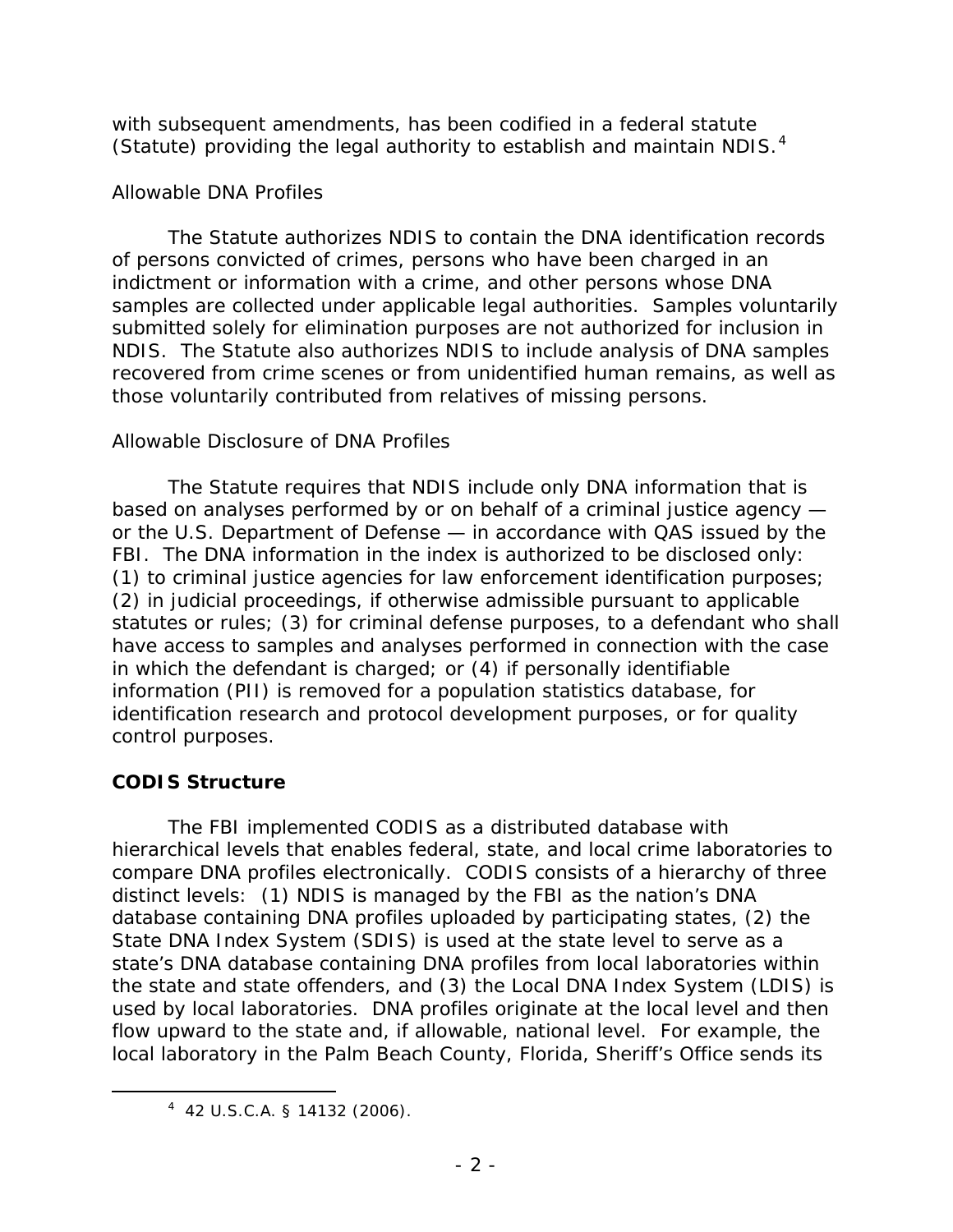with subsequent amendments, has been codified in a federal statute (Statute) providing the legal authority to establish and maintain NDIS.[4]

*Allowable DNA Profiles*

The Statute authorizes NDIS to contain the DNA identification records of persons convicted of crimes, persons who have been charged in an indictment or information with a crime, and other persons whose DNA samples are collected under applicable legal authorities. Samples voluntarily submitted solely for elimination purposes are not authorized for inclusion in NDIS. The Statute also authorizes NDIS to include analysis of DNA samples recovered from crime scenes or from unidentified human remains, as well as those voluntarily contributed from relatives of missing persons.

*Allowable Disclosure of DNA Profiles*

The Statute requires that NDIS include only DNA information that is based on analyses performed by or on behalf of a criminal justice agency — or the U.S. Department of Defense — in accordance with QAS issued by the FBI. The DNA information in the index is authorized to be disclosed only: (1) to criminal justice agencies for law enforcement identification purposes; (2) in judicial proceedings, if otherwise admissible pursuant to applicable statutes or rules; (3) for criminal defense purposes, to a defendant who shall have access to samples and analyses performed in connection with the case in which the defendant is charged; or (4) if personally identifiable information (PII) is removed for a population statistics database, for identification research and protocol development purposes, or for quality control purposes.

**CODIS Structure**

The FBI implemented CODIS as a distributed database with hierarchical levels that enables federal, state, and local crime laboratories to compare DNA profiles electronically. CODIS consists of a hierarchy of three distinct levels: (1) NDIS is managed by the FBI as the nation's DNA database containing DNA profiles uploaded by participating states, (2) the State DNA Index System (SDIS) is used at the state level to serve as a state's DNA database containing DNA profiles from local laboratories within the state and state offenders, and (3) the Local DNA Index System (LDIS) is used by local laboratories. DNA profiles originate at the local level and then flow upward to the state and, if allowable, national level. For example, the local laboratory in the Palm Beach County, Florida, Sheriff's Office sends its

---

[4] 42 U.S.C.A. § 14132 (2006).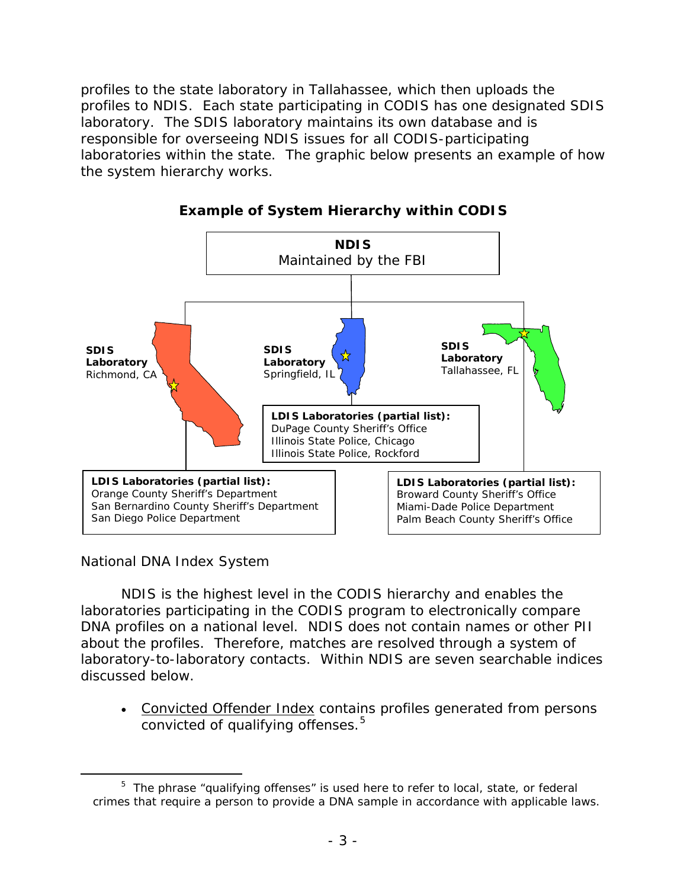profiles to the state laboratory in Tallahassee, which then uploads the profiles to NDIS. Each state participating in CODIS has one designated SDIS laboratory. The SDIS laboratory maintains its own database and is responsible for overseeing NDIS issues for all CODIS-participating laboratories within the state. The graphic below presents an example of how the system hierarchy works.

**Example of System Hierarchy within CODIS**

**NDIS**
Maintained by the FBI

**SDIS Laboratory**
Richmond, CA

**LDIS Laboratories (partial list):**
Orange County Sheriff's Department
San Bernardino County Sheriff's Department
San Diego Police Department

**SDIS Laboratory**
Springfield, IL

**LDIS Laboratories (partial list):**
DuPage County Sheriff's Office
Illinois State Police, Chicago
Illinois State Police, Rockford

**SDIS Laboratory**
Tallahassee, FL

**LDIS Laboratories (partial list):**
Broward County Sheriff's Office
Miami-Dade Police Department
Palm Beach County Sheriff's Office

National DNA Index System

NDIS is the highest level in the CODIS hierarchy and enables the laboratories participating in the CODIS program to electronically compare DNA profiles on a national level. NDIS does not contain names or other PII about the profiles. Therefore, matches are resolved through a system of laboratory-to-laboratory contacts. Within NDIS are seven searchable indices discussed below.

- Convicted Offender Index contains profiles generated from persons convicted of qualifying offenses.[5]

---

[5] The phrase "qualifying offenses" is used here to refer to local, state, or federal crimes that require a person to provide a DNA sample in accordance with applicable laws.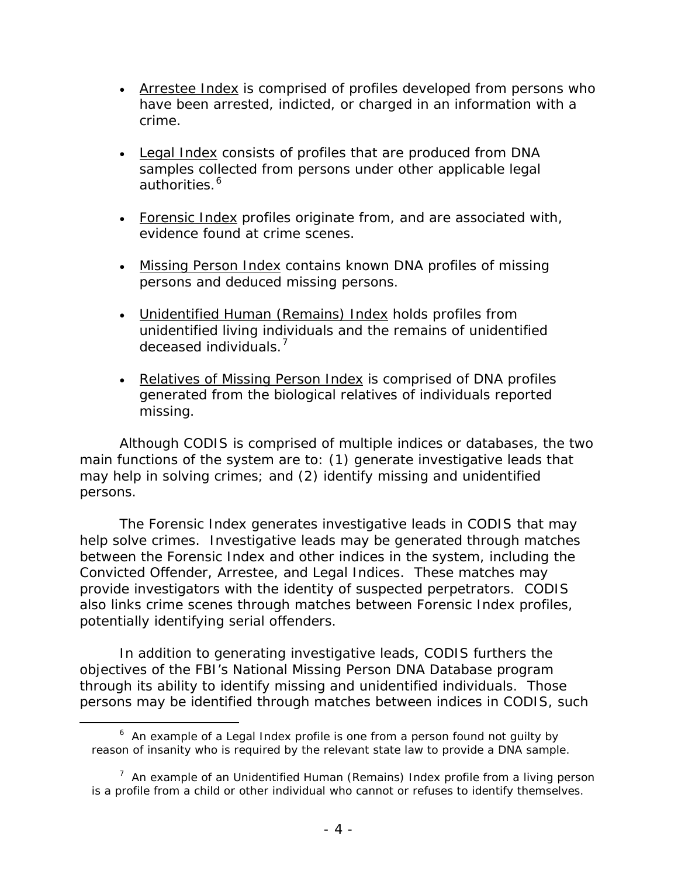- Arrestee Index is comprised of profiles developed from persons who have been arrested, indicted, or charged in an information with a crime.

- Legal Index consists of profiles that are produced from DNA samples collected from persons under other applicable legal authorities.[6]

- Forensic Index profiles originate from, and are associated with, evidence found at crime scenes.

- Missing Person Index contains known DNA profiles of missing persons and deduced missing persons.

- Unidentified Human (Remains) Index holds profiles from unidentified living individuals and the remains of unidentified deceased individuals.[7]

- Relatives of Missing Person Index is comprised of DNA profiles generated from the biological relatives of individuals reported missing.

Although CODIS is comprised of multiple indices or databases, the two main functions of the system are to: (1) generate investigative leads that may help in solving crimes; and (2) identify missing and unidentified persons.

The Forensic Index generates investigative leads in CODIS that may help solve crimes. Investigative leads may be generated through matches between the Forensic Index and other indices in the system, including the Convicted Offender, Arrestee, and Legal Indices. These matches may provide investigators with the identity of suspected perpetrators. CODIS also links crime scenes through matches between Forensic Index profiles, potentially identifying serial offenders.

In addition to generating investigative leads, CODIS furthers the objectives of the FBI's National Missing Person DNA Database program through its ability to identify missing and unidentified individuals. Those persons may be identified through matches between indices in CODIS, such

---

[6] An example of a Legal Index profile is one from a person found not guilty by reason of insanity who is required by the relevant state law to provide a DNA sample.

[7] An example of an Unidentified Human (Remains) Index profile from a living person is a profile from a child or other individual who cannot or refuses to identify themselves.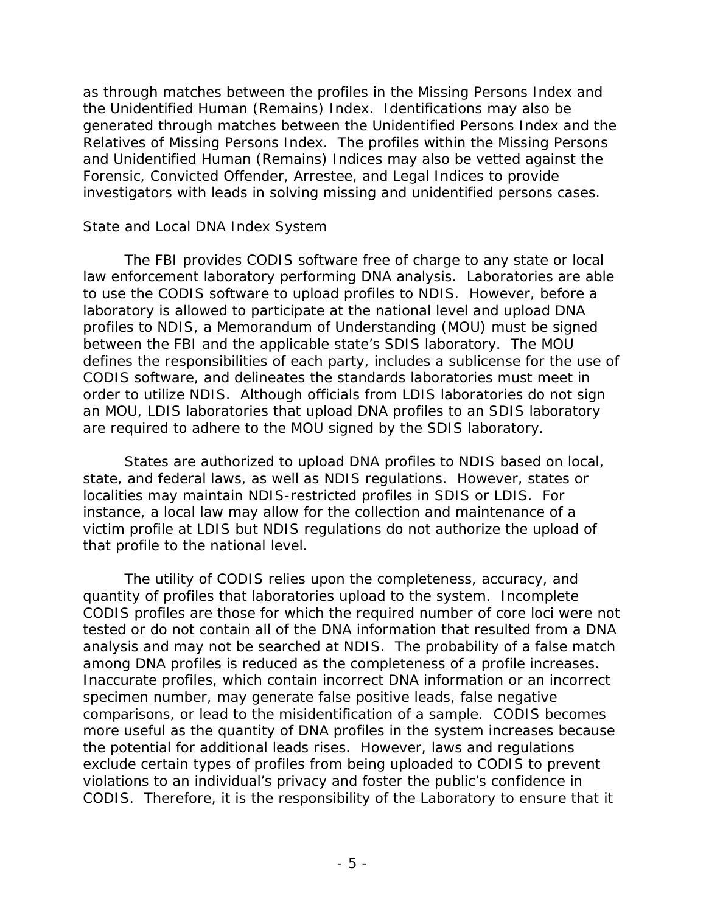as through matches between the profiles in the Missing Persons Index and the Unidentified Human (Remains) Index. Identifications may also be generated through matches between the Unidentified Persons Index and the Relatives of Missing Persons Index. The profiles within the Missing Persons and Unidentified Human (Remains) Indices may also be vetted against the Forensic, Convicted Offender, Arrestee, and Legal Indices to provide investigators with leads in solving missing and unidentified persons cases.

### State and Local DNA Index System

The FBI provides CODIS software free of charge to any state or local law enforcement laboratory performing DNA analysis. Laboratories are able to use the CODIS software to upload profiles to NDIS. However, before a laboratory is allowed to participate at the national level and upload DNA profiles to NDIS, a Memorandum of Understanding (MOU) must be signed between the FBI and the applicable state's SDIS laboratory. The MOU defines the responsibilities of each party, includes a sublicense for the use of CODIS software, and delineates the standards laboratories must meet in order to utilize NDIS. Although officials from LDIS laboratories do not sign an MOU, LDIS laboratories that upload DNA profiles to an SDIS laboratory are required to adhere to the MOU signed by the SDIS laboratory.

States are authorized to upload DNA profiles to NDIS based on local, state, and federal laws, as well as NDIS regulations. However, states or localities may maintain NDIS-restricted profiles in SDIS or LDIS. For instance, a local law may allow for the collection and maintenance of a victim profile at LDIS but NDIS regulations do not authorize the upload of that profile to the national level.

The utility of CODIS relies upon the completeness, accuracy, and quantity of profiles that laboratories upload to the system. Incomplete CODIS profiles are those for which the required number of core loci were not tested or do not contain all of the DNA information that resulted from a DNA analysis and may not be searched at NDIS. The probability of a false match among DNA profiles is reduced as the completeness of a profile increases. Inaccurate profiles, which contain incorrect DNA information or an incorrect specimen number, may generate false positive leads, false negative comparisons, or lead to the misidentification of a sample. CODIS becomes more useful as the quantity of DNA profiles in the system increases because the potential for additional leads rises. However, laws and regulations exclude certain types of profiles from being uploaded to CODIS to prevent violations to an individual's privacy and foster the public's confidence in CODIS. Therefore, it is the responsibility of the Laboratory to ensure that it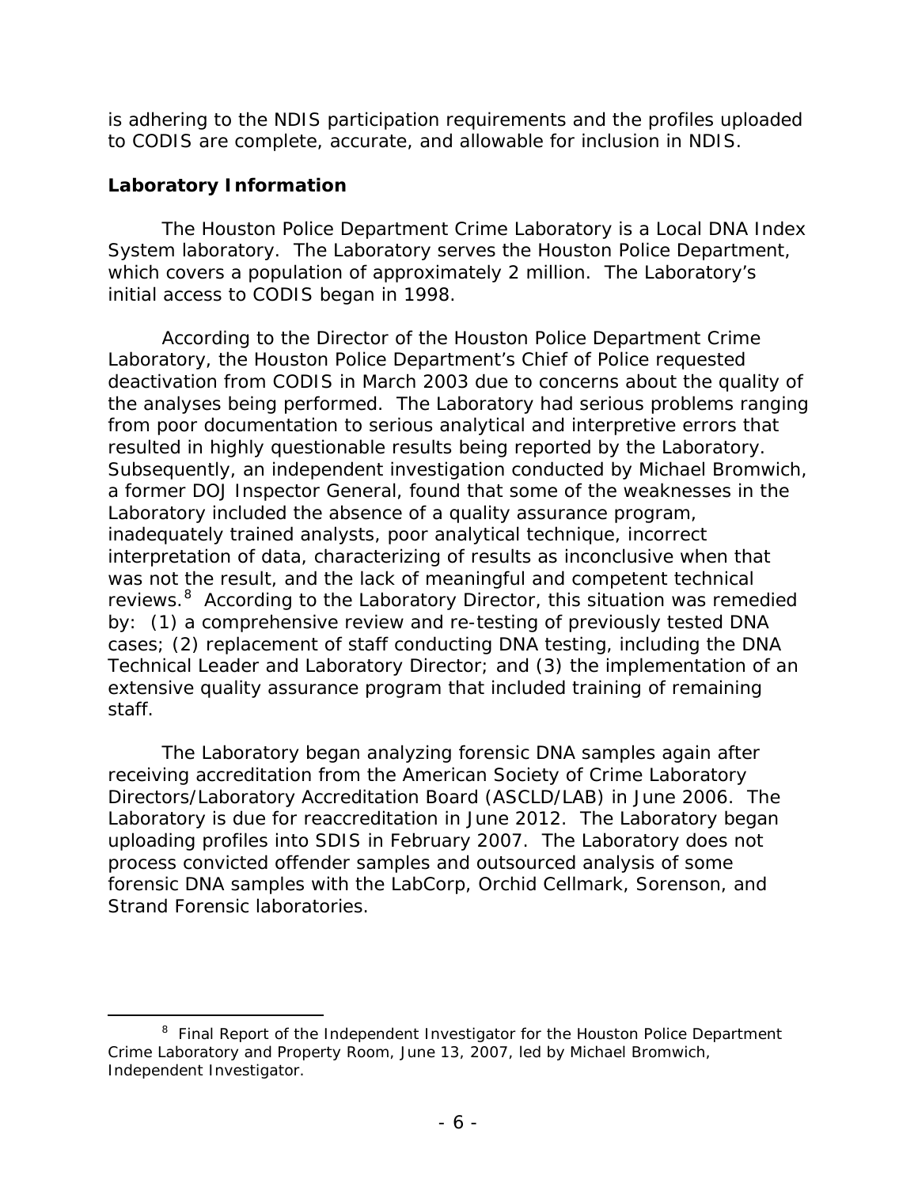is adhering to the NDIS participation requirements and the profiles uploaded to CODIS are complete, accurate, and allowable for inclusion in NDIS.

**Laboratory Information**

The Houston Police Department Crime Laboratory is a Local DNA Index System laboratory. The Laboratory serves the Houston Police Department, which covers a population of approximately 2 million. The Laboratory's initial access to CODIS began in 1998.

According to the Director of the Houston Police Department Crime Laboratory, the Houston Police Department's Chief of Police requested deactivation from CODIS in March 2003 due to concerns about the quality of the analyses being performed. The Laboratory had serious problems ranging from poor documentation to serious analytical and interpretive errors that resulted in highly questionable results being reported by the Laboratory. Subsequently, an independent investigation conducted by Michael Bromwich, a former DOJ Inspector General, found that some of the weaknesses in the Laboratory included the absence of a quality assurance program, inadequately trained analysts, poor analytical technique, incorrect interpretation of data, characterizing of results as inconclusive when that was not the result, and the lack of meaningful and competent technical reviews.[8] According to the Laboratory Director, this situation was remedied by: (1) a comprehensive review and re-testing of previously tested DNA cases; (2) replacement of staff conducting DNA testing, including the DNA Technical Leader and Laboratory Director; and (3) the implementation of an extensive quality assurance program that included training of remaining staff.

The Laboratory began analyzing forensic DNA samples again after receiving accreditation from the American Society of Crime Laboratory Directors/Laboratory Accreditation Board (ASCLD/LAB) in June 2006. The Laboratory is due for reaccreditation in June 2012. The Laboratory began uploading profiles into SDIS in February 2007. The Laboratory does not process convicted offender samples and outsourced analysis of some forensic DNA samples with the LabCorp, Orchid Cellmark, Sorenson, and Strand Forensic laboratories.

---

[8] Final Report of the Independent Investigator for the Houston Police Department Crime Laboratory and Property Room, June 13, 2007, led by Michael Bromwich, Independent Investigator.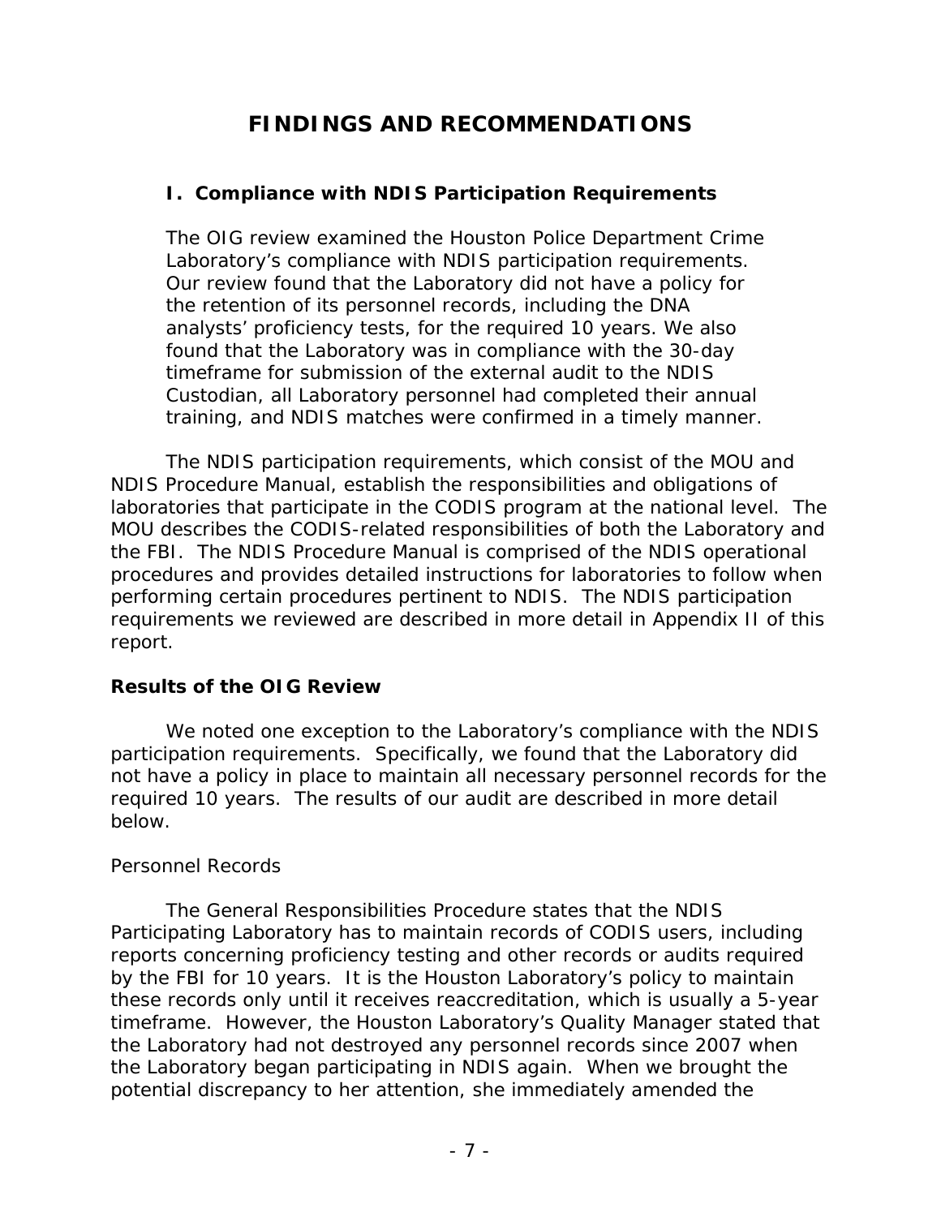# FINDINGS AND RECOMMENDATIONS

## I. Compliance with NDIS Participation Requirements

The OIG review examined the Houston Police Department Crime Laboratory's compliance with NDIS participation requirements. Our review found that the Laboratory did not have a policy for the retention of its personnel records, including the DNA analysts' proficiency tests, for the required 10 years. We also found that the Laboratory was in compliance with the 30-day timeframe for submission of the external audit to the NDIS Custodian, all Laboratory personnel had completed their annual training, and NDIS matches were confirmed in a timely manner.

The NDIS participation requirements, which consist of the MOU and NDIS Procedure Manual, establish the responsibilities and obligations of laboratories that participate in the CODIS program at the national level. The MOU describes the CODIS-related responsibilities of both the Laboratory and the FBI. The NDIS Procedure Manual is comprised of the NDIS operational procedures and provides detailed instructions for laboratories to follow when performing certain procedures pertinent to NDIS. The NDIS participation requirements we reviewed are described in more detail in Appendix II of this report.

### Results of the OIG Review

We noted one exception to the Laboratory's compliance with the NDIS participation requirements. Specifically, we found that the Laboratory did not have a policy in place to maintain all necessary personnel records for the required 10 years. The results of our audit are described in more detail below.

#### Personnel Records

The General Responsibilities Procedure states that the NDIS Participating Laboratory has to maintain records of CODIS users, including reports concerning proficiency testing and other records or audits required by the FBI for 10 years. It is the Houston Laboratory's policy to maintain these records only until it receives reaccreditation, which is usually a 5-year timeframe. However, the Houston Laboratory's Quality Manager stated that the Laboratory had not destroyed any personnel records since 2007 when the Laboratory began participating in NDIS again. When we brought the potential discrepancy to her attention, she immediately amended the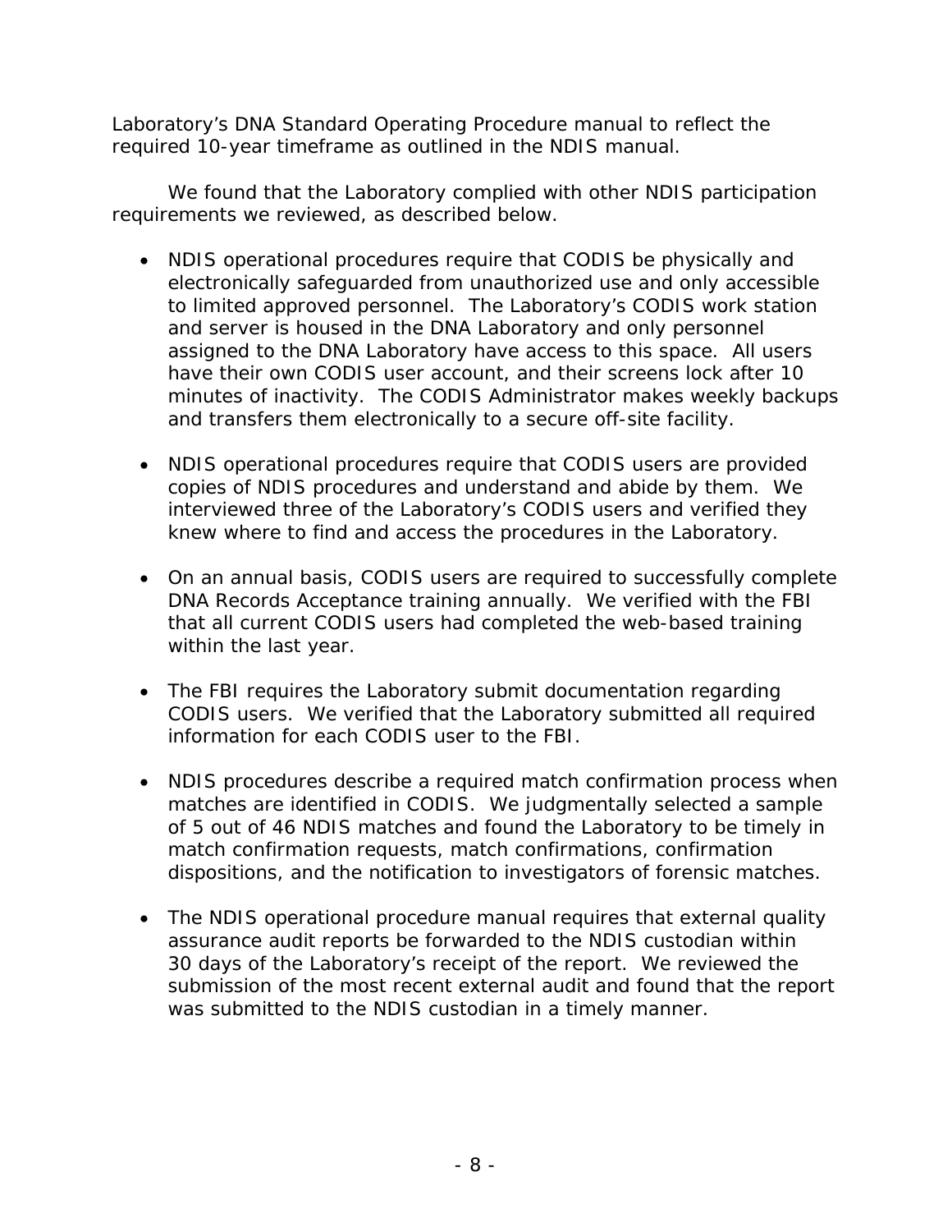Laboratory's DNA Standard Operating Procedure manual to reflect the required 10-year timeframe as outlined in the NDIS manual.

We found that the Laboratory complied with other NDIS participation requirements we reviewed, as described below.

- NDIS operational procedures require that CODIS be physically and electronically safeguarded from unauthorized use and only accessible to limited approved personnel. The Laboratory's CODIS work station and server is housed in the DNA Laboratory and only personnel assigned to the DNA Laboratory have access to this space. All users have their own CODIS user account, and their screens lock after 10 minutes of inactivity. The CODIS Administrator makes weekly backups and transfers them electronically to a secure off-site facility.

- NDIS operational procedures require that CODIS users are provided copies of NDIS procedures and understand and abide by them. We interviewed three of the Laboratory's CODIS users and verified they knew where to find and access the procedures in the Laboratory.

- On an annual basis, CODIS users are required to successfully complete DNA Records Acceptance training annually. We verified with the FBI that all current CODIS users had completed the web-based training within the last year.

- The FBI requires the Laboratory submit documentation regarding CODIS users. We verified that the Laboratory submitted all required information for each CODIS user to the FBI.

- NDIS procedures describe a required match confirmation process when matches are identified in CODIS. We judgmentally selected a sample of 5 out of 46 NDIS matches and found the Laboratory to be timely in match confirmation requests, match confirmations, confirmation dispositions, and the notification to investigators of forensic matches.

- The NDIS operational procedure manual requires that external quality assurance audit reports be forwarded to the NDIS custodian within 30 days of the Laboratory's receipt of the report. We reviewed the submission of the most recent external audit and found that the report was submitted to the NDIS custodian in a timely manner.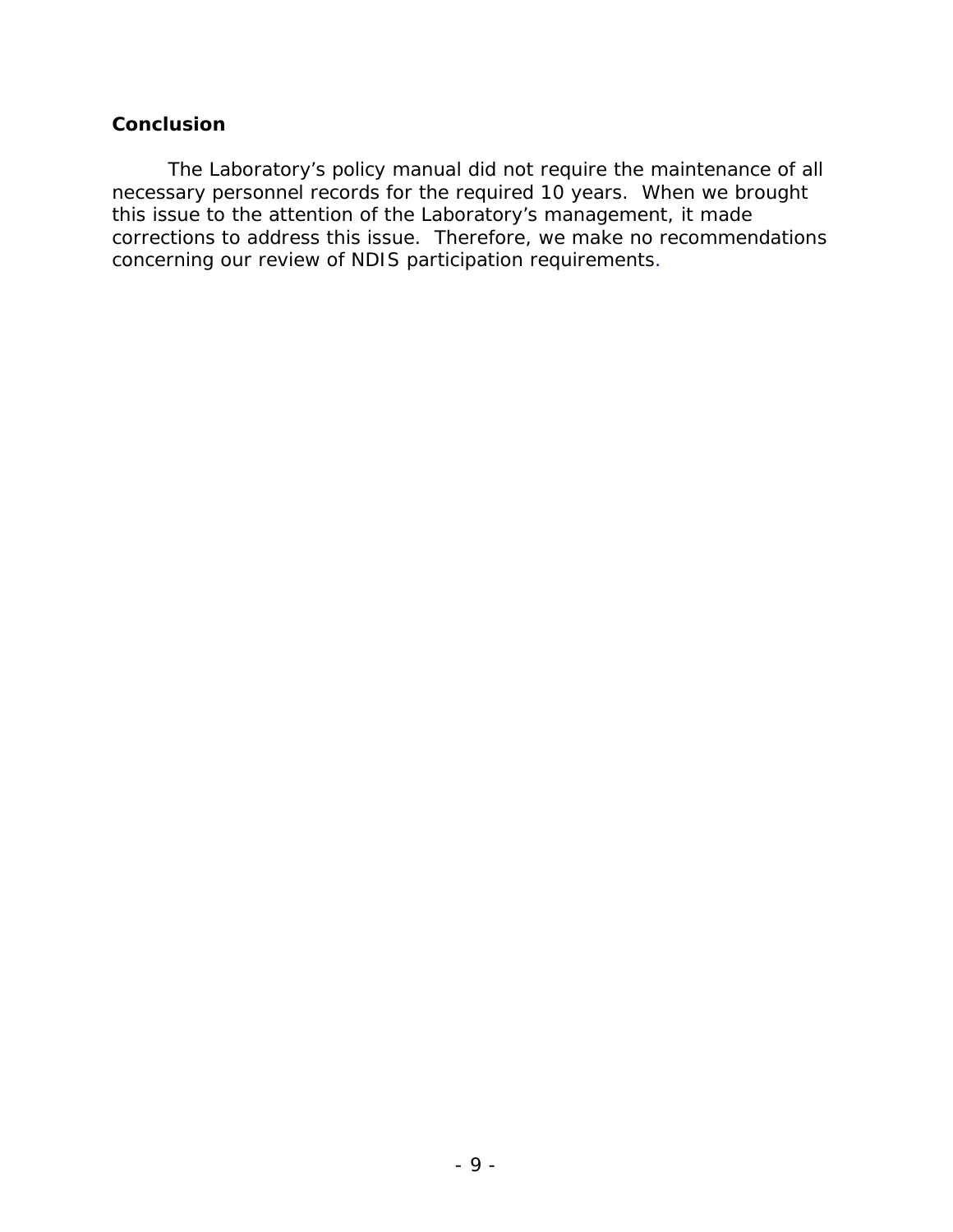### Conclusion

The Laboratory's policy manual did not require the maintenance of all necessary personnel records for the required 10 years. When we brought this issue to the attention of the Laboratory's management, it made corrections to address this issue. Therefore, we make no recommendations concerning our review of NDIS participation requirements.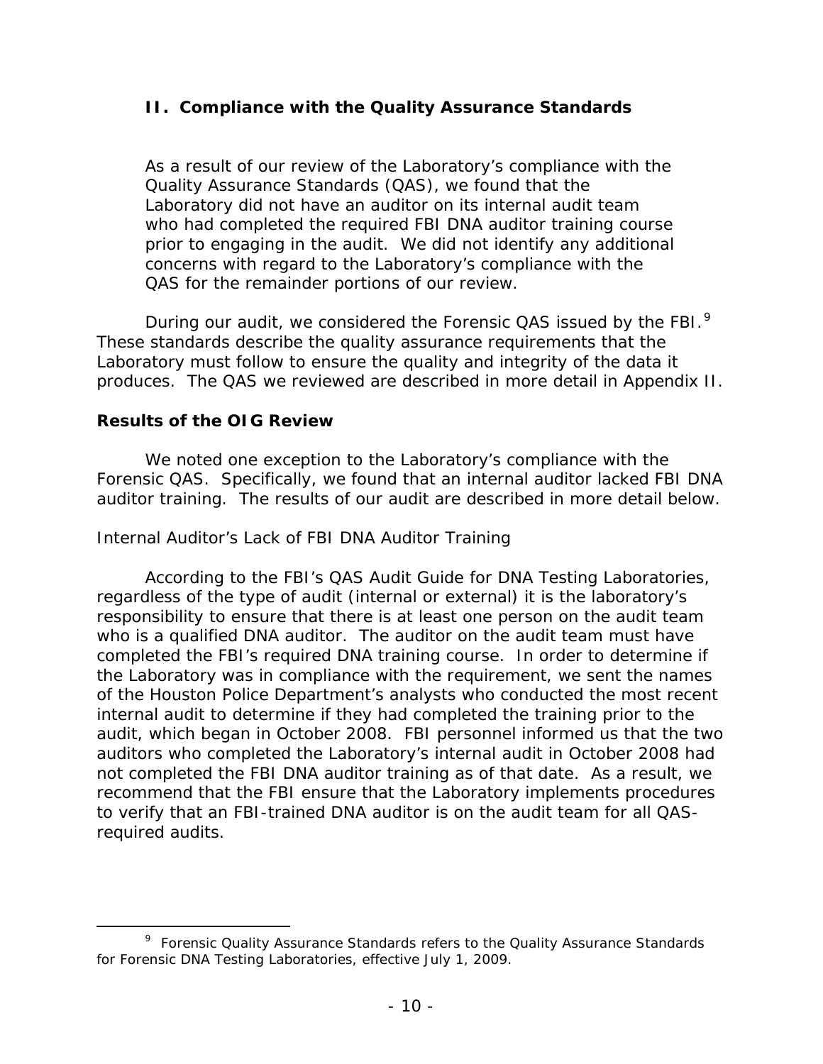## II. Compliance with the Quality Assurance Standards

As a result of our review of the Laboratory's compliance with the Quality Assurance Standards (QAS), we found that the Laboratory did not have an auditor on its internal audit team who had completed the required FBI DNA auditor training course prior to engaging in the audit. We did not identify any additional concerns with regard to the Laboratory's compliance with the QAS for the remainder portions of our review.

During our audit, we considered the Forensic QAS issued by the FBI.[9] These standards describe the quality assurance requirements that the Laboratory must follow to ensure the quality and integrity of the data it produces. The QAS we reviewed are described in more detail in Appendix II.

### Results of the OIG Review

We noted one exception to the Laboratory's compliance with the Forensic QAS. Specifically, we found that an internal auditor lacked FBI DNA auditor training. The results of our audit are described in more detail below.

*Internal Auditor's Lack of FBI DNA Auditor Training*

According to the FBI's QAS Audit Guide for DNA Testing Laboratories, regardless of the type of audit (internal or external) it is the laboratory's responsibility to ensure that there is at least one person on the audit team who is a qualified DNA auditor. The auditor on the audit team must have completed the FBI's required DNA training course. In order to determine if the Laboratory was in compliance with the requirement, we sent the names of the Houston Police Department's analysts who conducted the most recent internal audit to determine if they had completed the training prior to the audit, which began in October 2008. FBI personnel informed us that the two auditors who completed the Laboratory's internal audit in October 2008 had not completed the FBI DNA auditor training as of that date. As a result, we recommend that the FBI ensure that the Laboratory implements procedures to verify that an FBI-trained DNA auditor is on the audit team for all QAS-required audits.

[9] Forensic Quality Assurance Standards refers to the Quality Assurance Standards for Forensic DNA Testing Laboratories, effective July 1, 2009.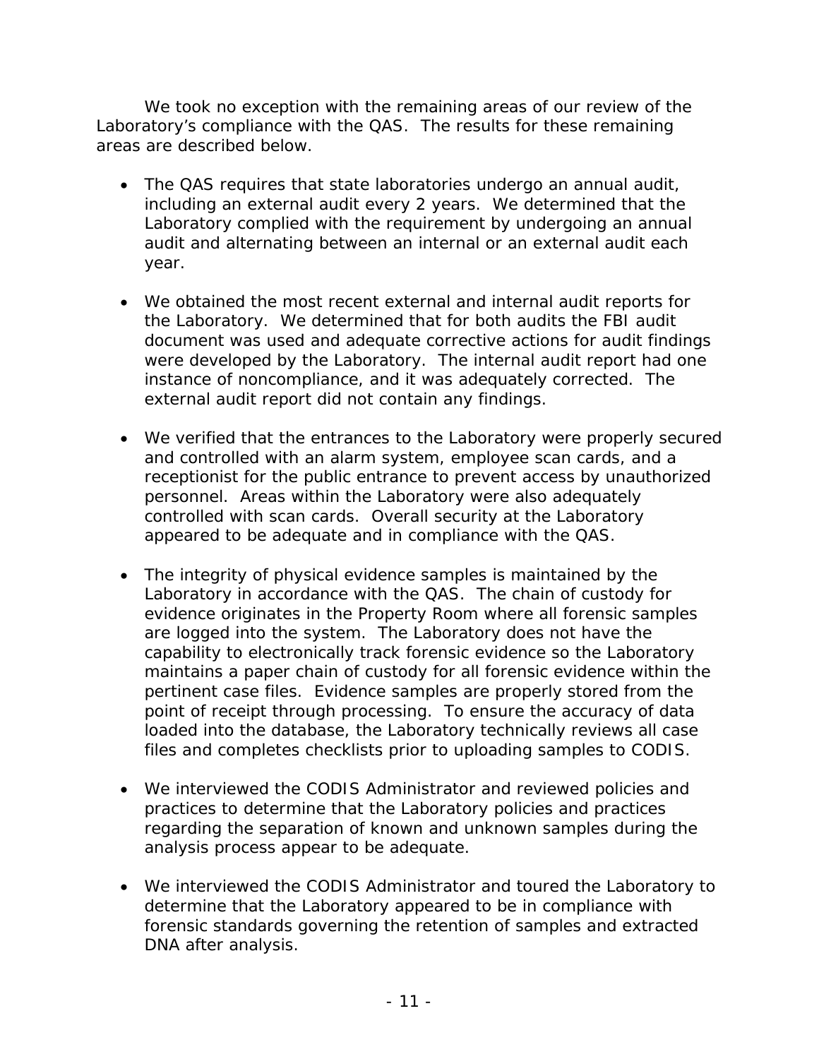We took no exception with the remaining areas of our review of the Laboratory's compliance with the QAS. The results for these remaining areas are described below.

- The QAS requires that state laboratories undergo an annual audit, including an external audit every 2 years. We determined that the Laboratory complied with the requirement by undergoing an annual audit and alternating between an internal or an external audit each year.

- We obtained the most recent external and internal audit reports for the Laboratory. We determined that for both audits the FBI audit document was used and adequate corrective actions for audit findings were developed by the Laboratory. The internal audit report had one instance of noncompliance, and it was adequately corrected. The external audit report did not contain any findings.

- We verified that the entrances to the Laboratory were properly secured and controlled with an alarm system, employee scan cards, and a receptionist for the public entrance to prevent access by unauthorized personnel. Areas within the Laboratory were also adequately controlled with scan cards. Overall security at the Laboratory appeared to be adequate and in compliance with the QAS.

- The integrity of physical evidence samples is maintained by the Laboratory in accordance with the QAS. The chain of custody for evidence originates in the Property Room where all forensic samples are logged into the system. The Laboratory does not have the capability to electronically track forensic evidence so the Laboratory maintains a paper chain of custody for all forensic evidence within the pertinent case files. Evidence samples are properly stored from the point of receipt through processing. To ensure the accuracy of data loaded into the database, the Laboratory technically reviews all case files and completes checklists prior to uploading samples to CODIS.

- We interviewed the CODIS Administrator and reviewed policies and practices to determine that the Laboratory policies and practices regarding the separation of known and unknown samples during the analysis process appear to be adequate.

- We interviewed the CODIS Administrator and toured the Laboratory to determine that the Laboratory appeared to be in compliance with forensic standards governing the retention of samples and extracted DNA after analysis.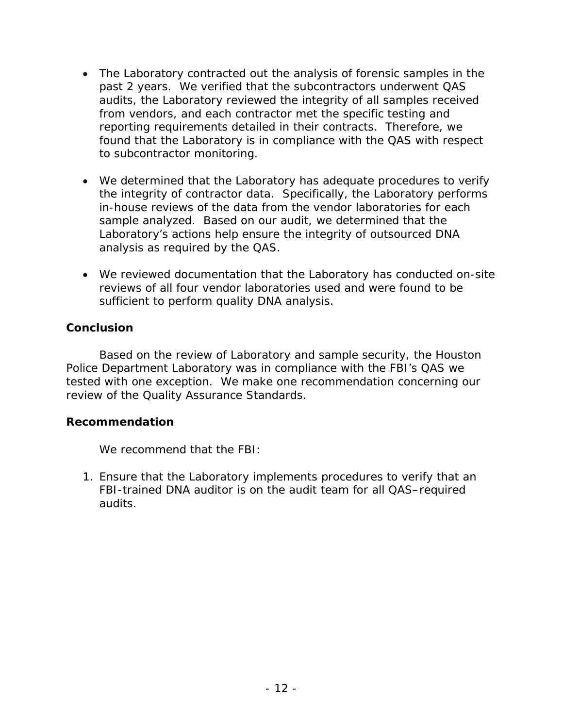- The Laboratory contracted out the analysis of forensic samples in the past 2 years. We verified that the subcontractors underwent QAS audits, the Laboratory reviewed the integrity of all samples received from vendors, and each contractor met the specific testing and reporting requirements detailed in their contracts. Therefore, we found that the Laboratory is in compliance with the QAS with respect to subcontractor monitoring.

- We determined that the Laboratory has adequate procedures to verify the integrity of contractor data. Specifically, the Laboratory performs in-house reviews of the data from the vendor laboratories for each sample analyzed. Based on our audit, we determined that the Laboratory's actions help ensure the integrity of outsourced DNA analysis as required by the QAS.

- We reviewed documentation that the Laboratory has conducted on-site reviews of all four vendor laboratories used and were found to be sufficient to perform quality DNA analysis.

### Conclusion

Based on the review of Laboratory and sample security, the Houston Police Department Laboratory was in compliance with the FBI's QAS we tested with one exception. We make one recommendation concerning our review of the Quality Assurance Standards.

### Recommendation

We recommend that the FBI:

1. Ensure that the Laboratory implements procedures to verify that an FBI-trained DNA auditor is on the audit team for all QAS–required audits.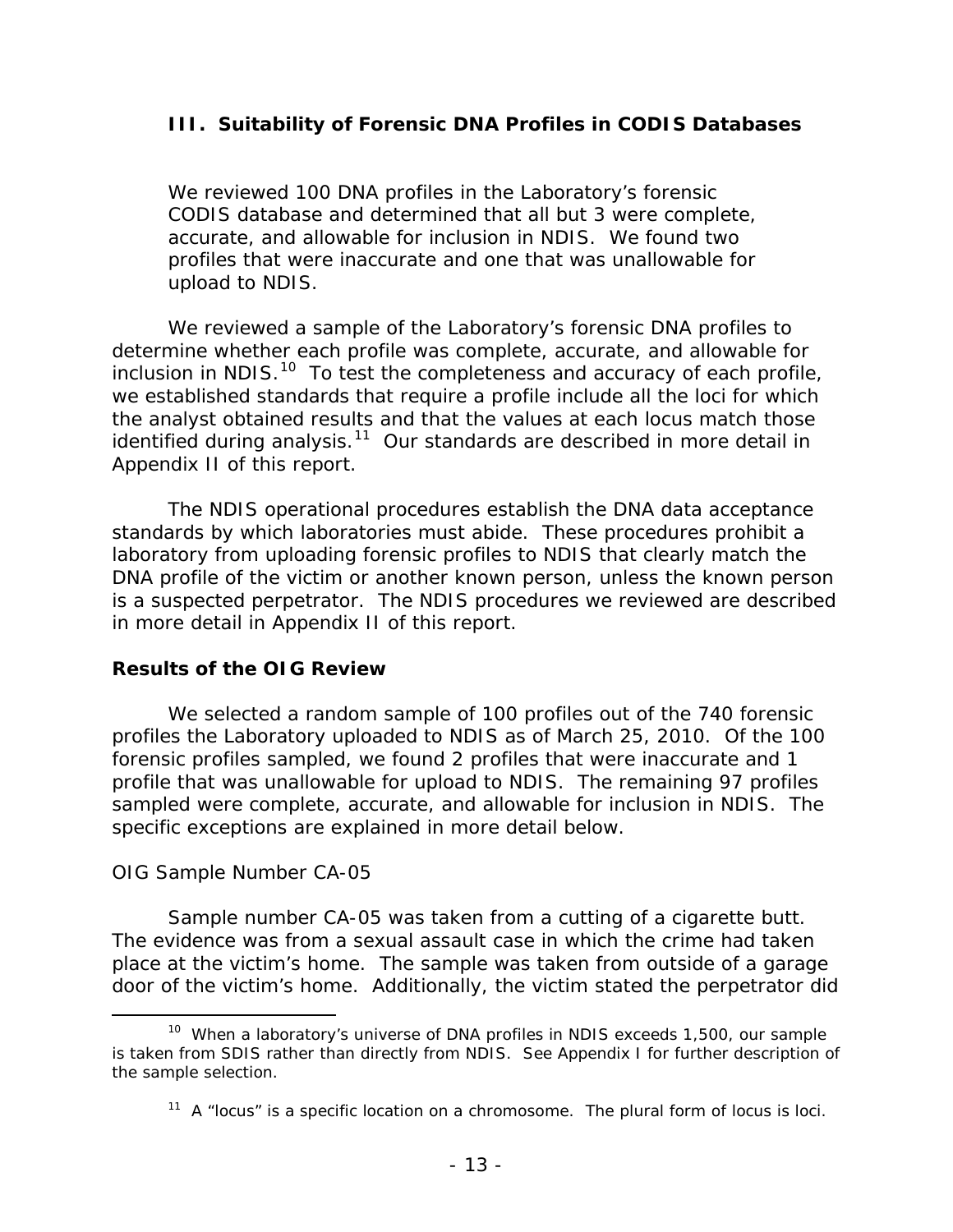### III. Suitability of Forensic DNA Profiles in CODIS Databases

> We reviewed 100 DNA profiles in the Laboratory's forensic CODIS database and determined that all but 3 were complete, accurate, and allowable for inclusion in NDIS. We found two profiles that were inaccurate and one that was unallowable for upload to NDIS.

We reviewed a sample of the Laboratory's forensic DNA profiles to determine whether each profile was complete, accurate, and allowable for inclusion in NDIS.[10] To test the completeness and accuracy of each profile, we established standards that require a profile include all the loci for which the analyst obtained results and that the values at each locus match those identified during analysis.[11] Our standards are described in more detail in Appendix II of this report.

The NDIS operational procedures establish the DNA data acceptance standards by which laboratories must abide. These procedures prohibit a laboratory from uploading forensic profiles to NDIS that clearly match the DNA profile of the victim or another known person, unless the known person is a suspected perpetrator. The NDIS procedures we reviewed are described in more detail in Appendix II of this report.

**Results of the OIG Review**

We selected a random sample of 100 profiles out of the 740 forensic profiles the Laboratory uploaded to NDIS as of March 25, 2010. Of the 100 forensic profiles sampled, we found 2 profiles that were inaccurate and 1 profile that was unallowable for upload to NDIS. The remaining 97 profiles sampled were complete, accurate, and allowable for inclusion in NDIS. The specific exceptions are explained in more detail below.

OIG Sample Number CA-05

Sample number CA-05 was taken from a cutting of a cigarette butt. The evidence was from a sexual assault case in which the crime had taken place at the victim's home. The sample was taken from outside of a garage door of the victim's home. Additionally, the victim stated the perpetrator did

---

[10] When a laboratory's universe of DNA profiles in NDIS exceeds 1,500, our sample is taken from SDIS rather than directly from NDIS. See Appendix I for further description of the sample selection.

[11] A "locus" is a specific location on a chromosome. The plural form of locus is loci.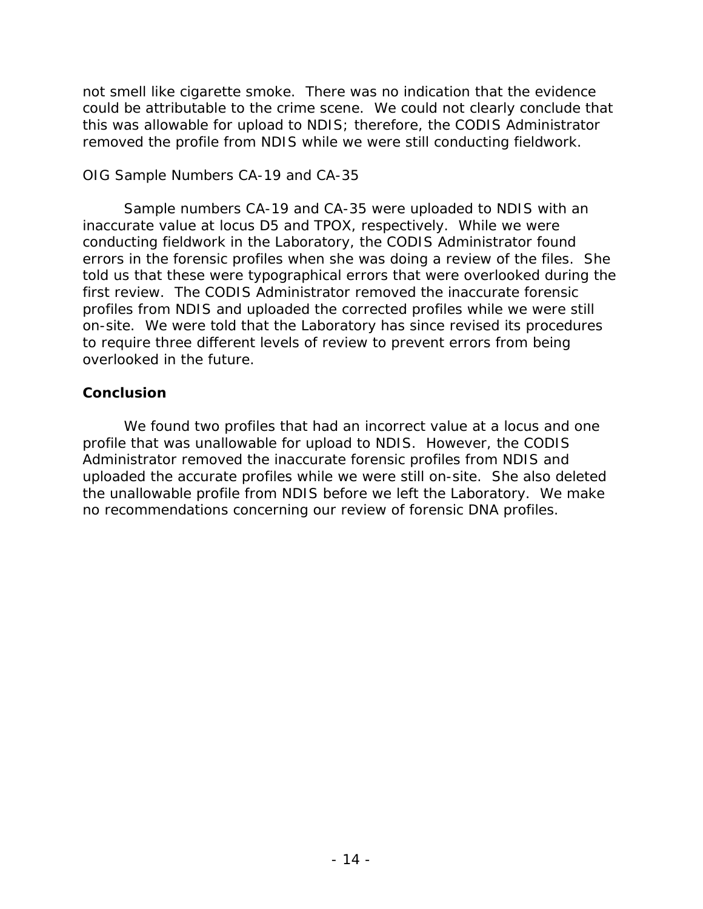not smell like cigarette smoke. There was no indication that the evidence could be attributable to the crime scene. We could not clearly conclude that this was allowable for upload to NDIS; therefore, the CODIS Administrator removed the profile from NDIS while we were still conducting fieldwork.

*OIG Sample Numbers CA-19 and CA-35*

Sample numbers CA-19 and CA-35 were uploaded to NDIS with an inaccurate value at locus D5 and TPOX, respectively. While we were conducting fieldwork in the Laboratory, the CODIS Administrator found errors in the forensic profiles when she was doing a review of the files. She told us that these were typographical errors that were overlooked during the first review. The CODIS Administrator removed the inaccurate forensic profiles from NDIS and uploaded the corrected profiles while we were still on-site. We were told that the Laboratory has since revised its procedures to require three different levels of review to prevent errors from being overlooked in the future.

## Conclusion

We found two profiles that had an incorrect value at a locus and one profile that was unallowable for upload to NDIS. However, the CODIS Administrator removed the inaccurate forensic profiles from NDIS and uploaded the accurate profiles while we were still on-site. She also deleted the unallowable profile from NDIS before we left the Laboratory. We make no recommendations concerning our review of forensic DNA profiles.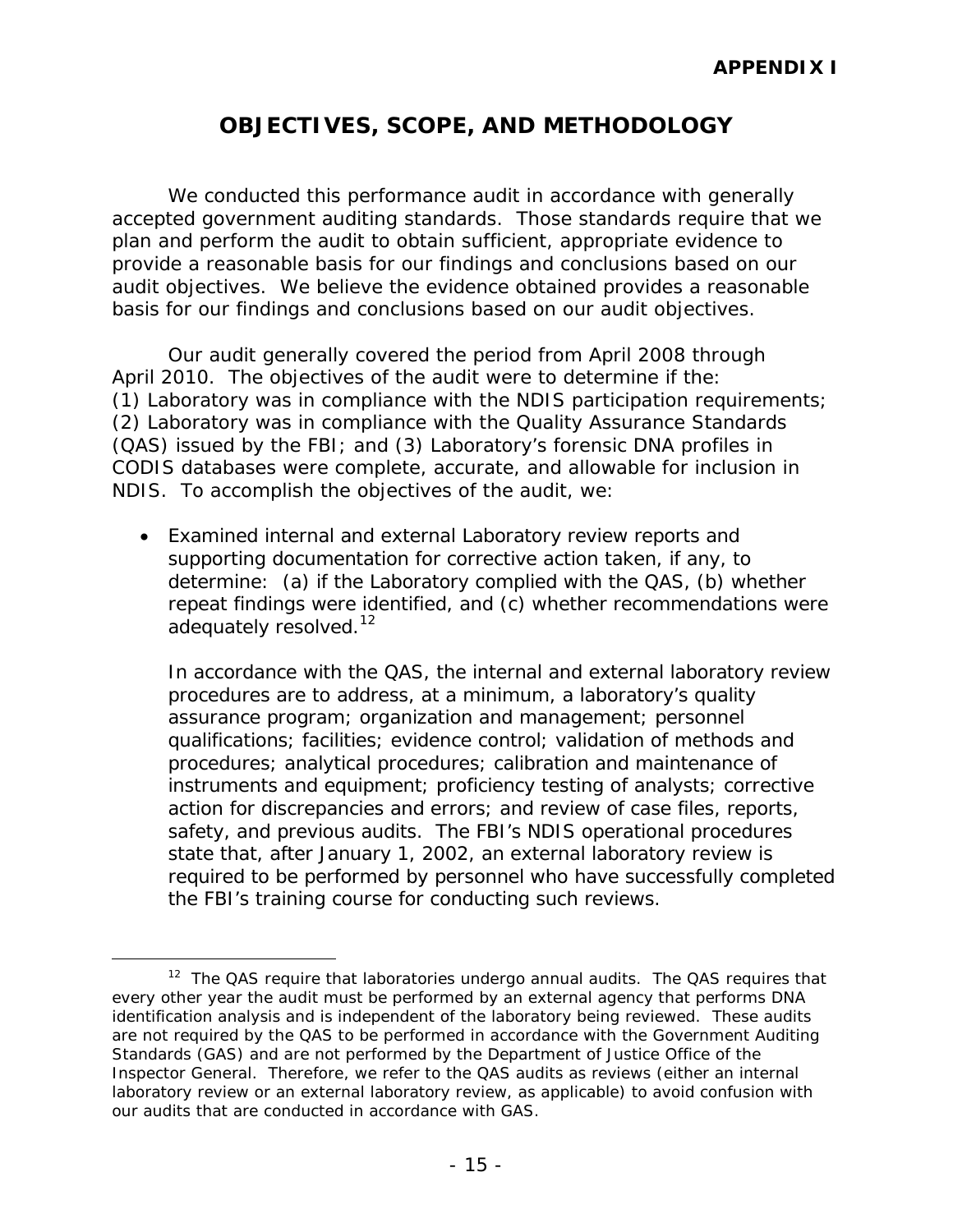**APPENDIX I**

# OBJECTIVES, SCOPE, AND METHODOLOGY

We conducted this performance audit in accordance with generally accepted government auditing standards. Those standards require that we plan and perform the audit to obtain sufficient, appropriate evidence to provide a reasonable basis for our findings and conclusions based on our audit objectives. We believe the evidence obtained provides a reasonable basis for our findings and conclusions based on our audit objectives.

Our audit generally covered the period from April 2008 through April 2010. The objectives of the audit were to determine if the: (1) Laboratory was in compliance with the NDIS participation requirements; (2) Laboratory was in compliance with the Quality Assurance Standards (QAS) issued by the FBI; and (3) Laboratory's forensic DNA profiles in CODIS databases were complete, accurate, and allowable for inclusion in NDIS. To accomplish the objectives of the audit, we:

- Examined internal and external Laboratory review reports and supporting documentation for corrective action taken, if any, to determine: (a) if the Laboratory complied with the QAS, (b) whether repeat findings were identified, and (c) whether recommendations were adequately resolved.[12]

  In accordance with the QAS, the internal and external laboratory review procedures are to address, at a minimum, a laboratory's quality assurance program; organization and management; personnel qualifications; facilities; evidence control; validation of methods and procedures; analytical procedures; calibration and maintenance of instruments and equipment; proficiency testing of analysts; corrective action for discrepancies and errors; and review of case files, reports, safety, and previous audits. The FBI's NDIS operational procedures state that, after January 1, 2002, an external laboratory review is required to be performed by personnel who have successfully completed the FBI's training course for conducting such reviews.

[12] The QAS require that laboratories undergo annual audits. The QAS requires that every other year the audit must be performed by an external agency that performs DNA identification analysis and is independent of the laboratory being reviewed. These audits are not required by the QAS to be performed in accordance with the Government Auditing Standards (GAS) and are not performed by the Department of Justice Office of the Inspector General. Therefore, we refer to the QAS audits as reviews (either an internal laboratory review or an external laboratory review, as applicable) to avoid confusion with our audits that are conducted in accordance with GAS.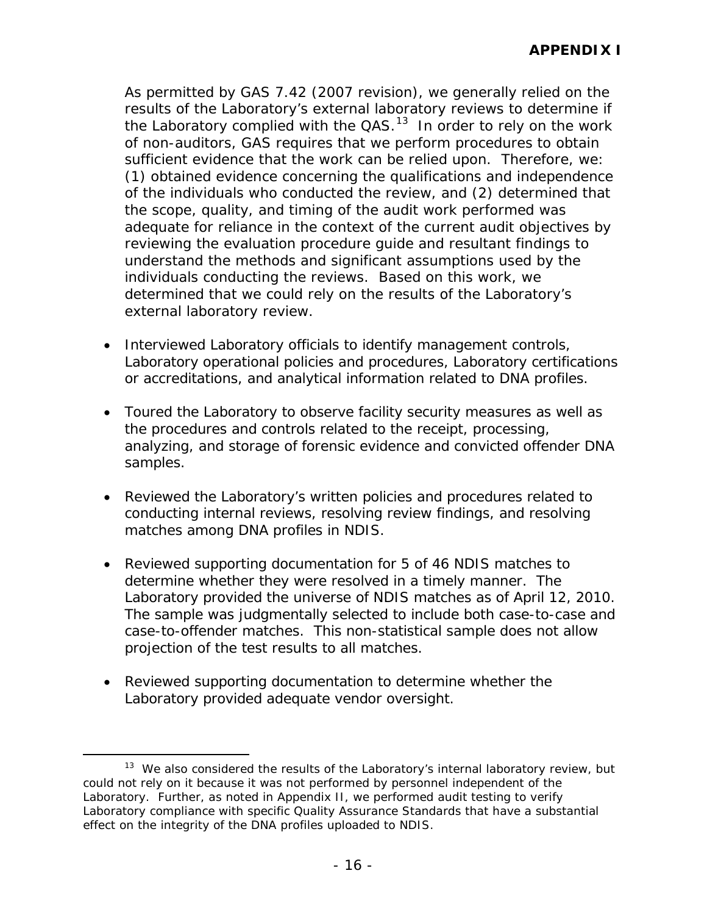As permitted by GAS 7.42 (2007 revision), we generally relied on the results of the Laboratory's external laboratory reviews to determine if the Laboratory complied with the QAS.[13] In order to rely on the work of non-auditors, GAS requires that we perform procedures to obtain sufficient evidence that the work can be relied upon. Therefore, we: (1) obtained evidence concerning the qualifications and independence of the individuals who conducted the review, and (2) determined that the scope, quality, and timing of the audit work performed was adequate for reliance in the context of the current audit objectives by reviewing the evaluation procedure guide and resultant findings to understand the methods and significant assumptions used by the individuals conducting the reviews. Based on this work, we determined that we could rely on the results of the Laboratory's external laboratory review.

- Interviewed Laboratory officials to identify management controls, Laboratory operational policies and procedures, Laboratory certifications or accreditations, and analytical information related to DNA profiles.

- Toured the Laboratory to observe facility security measures as well as the procedures and controls related to the receipt, processing, analyzing, and storage of forensic evidence and convicted offender DNA samples.

- Reviewed the Laboratory's written policies and procedures related to conducting internal reviews, resolving review findings, and resolving matches among DNA profiles in NDIS.

- Reviewed supporting documentation for 5 of 46 NDIS matches to determine whether they were resolved in a timely manner. The Laboratory provided the universe of NDIS matches as of April 12, 2010. The sample was judgmentally selected to include both case-to-case and case-to-offender matches. This non-statistical sample does not allow projection of the test results to all matches.

- Reviewed supporting documentation to determine whether the Laboratory provided adequate vendor oversight.

---

[13] We also considered the results of the Laboratory's internal laboratory review, but could not rely on it because it was not performed by personnel independent of the Laboratory. Further, as noted in Appendix II, we performed audit testing to verify Laboratory compliance with specific Quality Assurance Standards that have a substantial effect on the integrity of the DNA profiles uploaded to NDIS.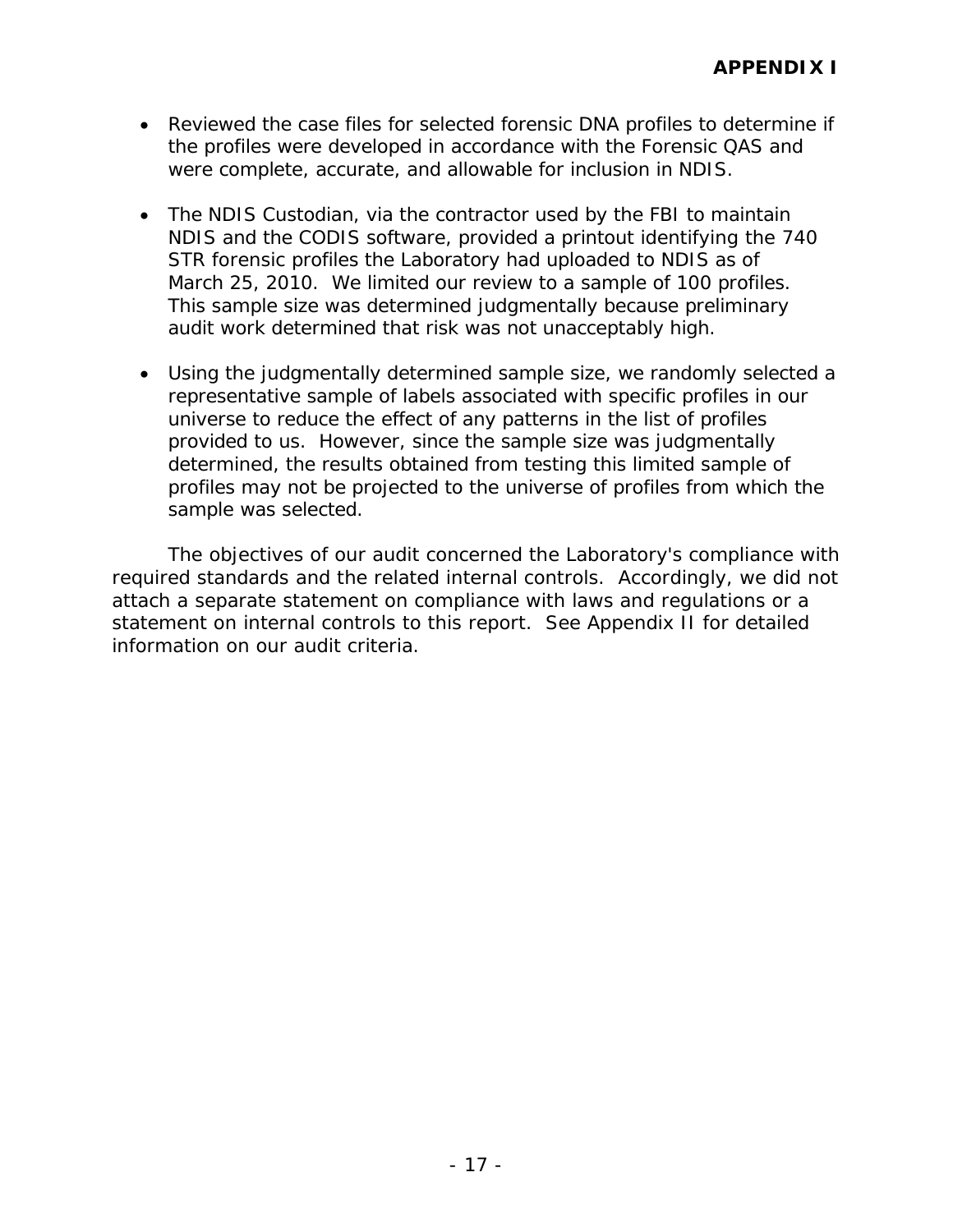## APPENDIX I

- Reviewed the case files for selected forensic DNA profiles to determine if the profiles were developed in accordance with the Forensic QAS and were complete, accurate, and allowable for inclusion in NDIS.
- The NDIS Custodian, via the contractor used by the FBI to maintain NDIS and the CODIS software, provided a printout identifying the 740 STR forensic profiles the Laboratory had uploaded to NDIS as of March 25, 2010. We limited our review to a sample of 100 profiles. This sample size was determined judgmentally because preliminary audit work determined that risk was not unacceptably high.
- Using the judgmentally determined sample size, we randomly selected a representative sample of labels associated with specific profiles in our universe to reduce the effect of any patterns in the list of profiles provided to us. However, since the sample size was judgmentally determined, the results obtained from testing this limited sample of profiles may not be projected to the universe of profiles from which the sample was selected.

The objectives of our audit concerned the Laboratory's compliance with required standards and the related internal controls. Accordingly, we did not attach a separate statement on compliance with laws and regulations or a statement on internal controls to this report. See Appendix II for detailed information on our audit criteria.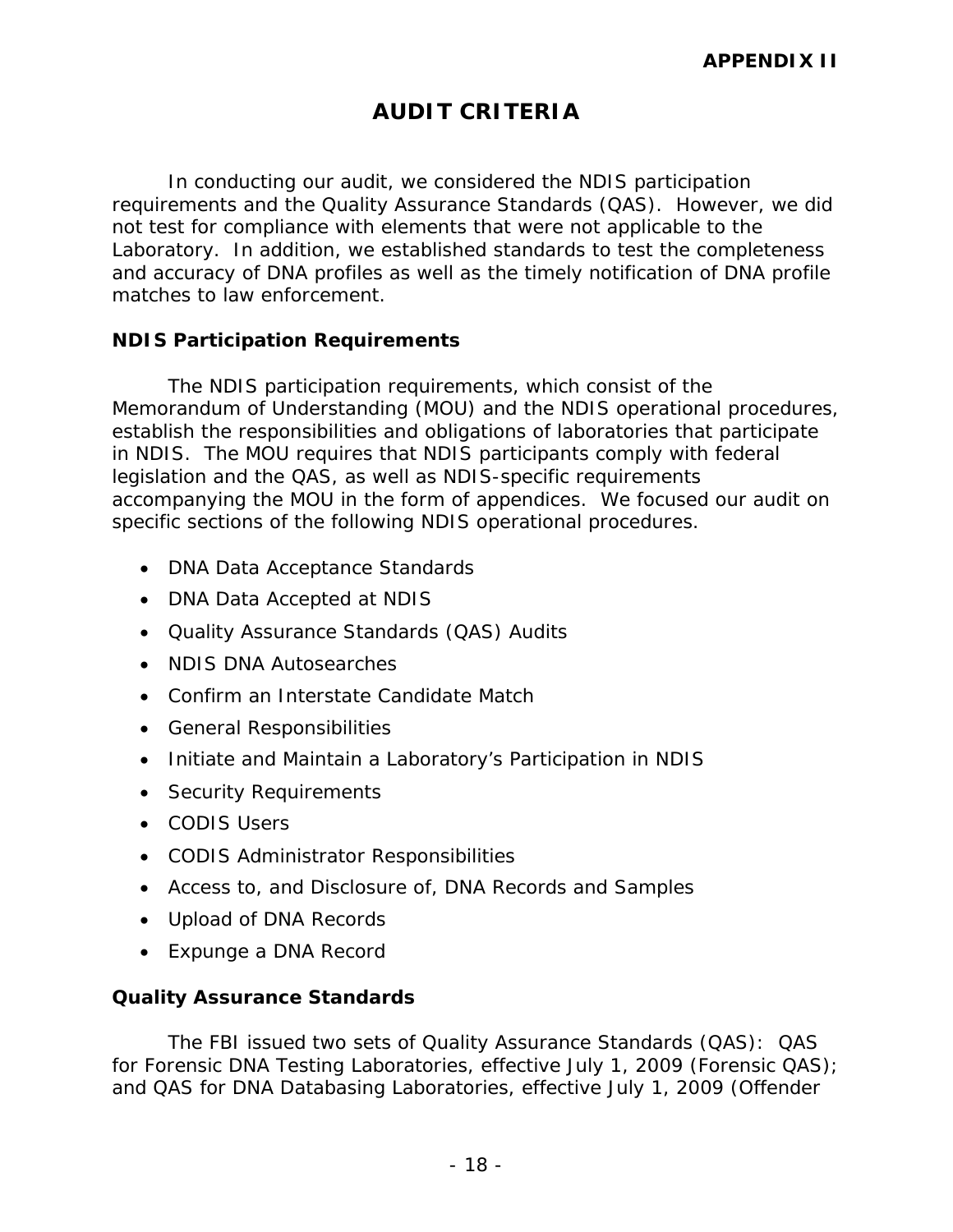**APPENDIX II**

# AUDIT CRITERIA

In conducting our audit, we considered the NDIS participation requirements and the Quality Assurance Standards (QAS). However, we did not test for compliance with elements that were not applicable to the Laboratory. In addition, we established standards to test the completeness and accuracy of DNA profiles as well as the timely notification of DNA profile matches to law enforcement.

## NDIS Participation Requirements

The NDIS participation requirements, which consist of the Memorandum of Understanding (MOU) and the NDIS operational procedures, establish the responsibilities and obligations of laboratories that participate in NDIS. The MOU requires that NDIS participants comply with federal legislation and the QAS, as well as NDIS-specific requirements accompanying the MOU in the form of appendices. We focused our audit on specific sections of the following NDIS operational procedures.

- DNA Data Acceptance Standards
- DNA Data Accepted at NDIS
- Quality Assurance Standards (QAS) Audits
- NDIS DNA Autosearches
- Confirm an Interstate Candidate Match
- General Responsibilities
- Initiate and Maintain a Laboratory's Participation in NDIS
- Security Requirements
- CODIS Users
- CODIS Administrator Responsibilities
- Access to, and Disclosure of, DNA Records and Samples
- Upload of DNA Records
- Expunge a DNA Record

## Quality Assurance Standards

The FBI issued two sets of Quality Assurance Standards (QAS): QAS for Forensic DNA Testing Laboratories, effective July 1, 2009 (Forensic QAS); and QAS for DNA Databasing Laboratories, effective July 1, 2009 (Offender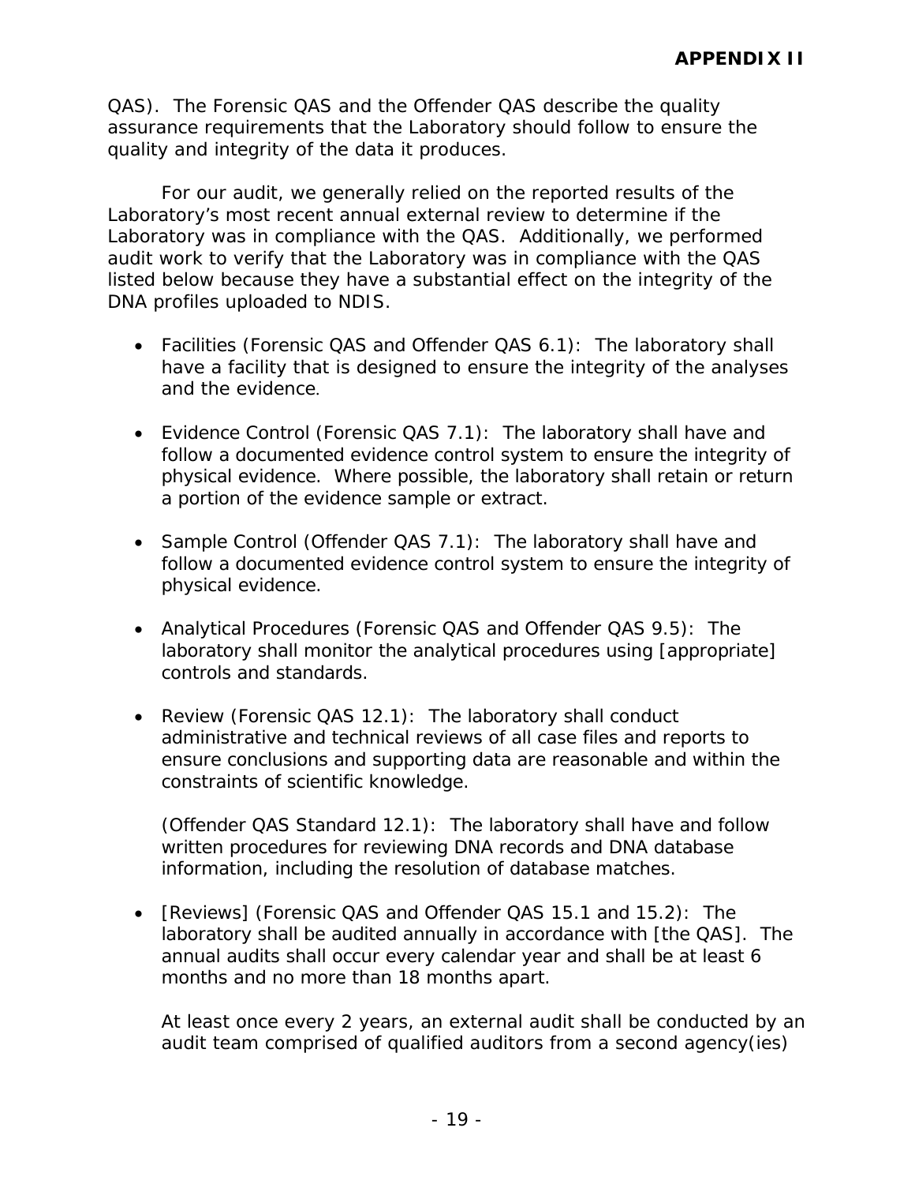QAS). The Forensic QAS and the Offender QAS describe the quality assurance requirements that the Laboratory should follow to ensure the quality and integrity of the data it produces.

For our audit, we generally relied on the reported results of the Laboratory's most recent annual external review to determine if the Laboratory was in compliance with the QAS. Additionally, we performed audit work to verify that the Laboratory was in compliance with the QAS listed below because they have a substantial effect on the integrity of the DNA profiles uploaded to NDIS.

- Facilities (Forensic QAS and Offender QAS 6.1): The laboratory shall have a facility that is designed to ensure the integrity of the analyses and the evidence.

- Evidence Control (Forensic QAS 7.1): The laboratory shall have and follow a documented evidence control system to ensure the integrity of physical evidence. Where possible, the laboratory shall retain or return a portion of the evidence sample or extract.

- Sample Control (Offender QAS 7.1): The laboratory shall have and follow a documented evidence control system to ensure the integrity of physical evidence.

- Analytical Procedures (Forensic QAS and Offender QAS 9.5): The laboratory shall monitor the analytical procedures using [appropriate] controls and standards.

- Review (Forensic QAS 12.1): The laboratory shall conduct administrative and technical reviews of all case files and reports to ensure conclusions and supporting data are reasonable and within the constraints of scientific knowledge.

  (Offender QAS Standard 12.1): The laboratory shall have and follow written procedures for reviewing DNA records and DNA database information, including the resolution of database matches.

- [Reviews] (Forensic QAS and Offender QAS 15.1 and 15.2): The laboratory shall be audited annually in accordance with [the QAS]. The annual audits shall occur every calendar year and shall be at least 6 months and no more than 18 months apart.

  At least once every 2 years, an external audit shall be conducted by an audit team comprised of qualified auditors from a second agency(ies)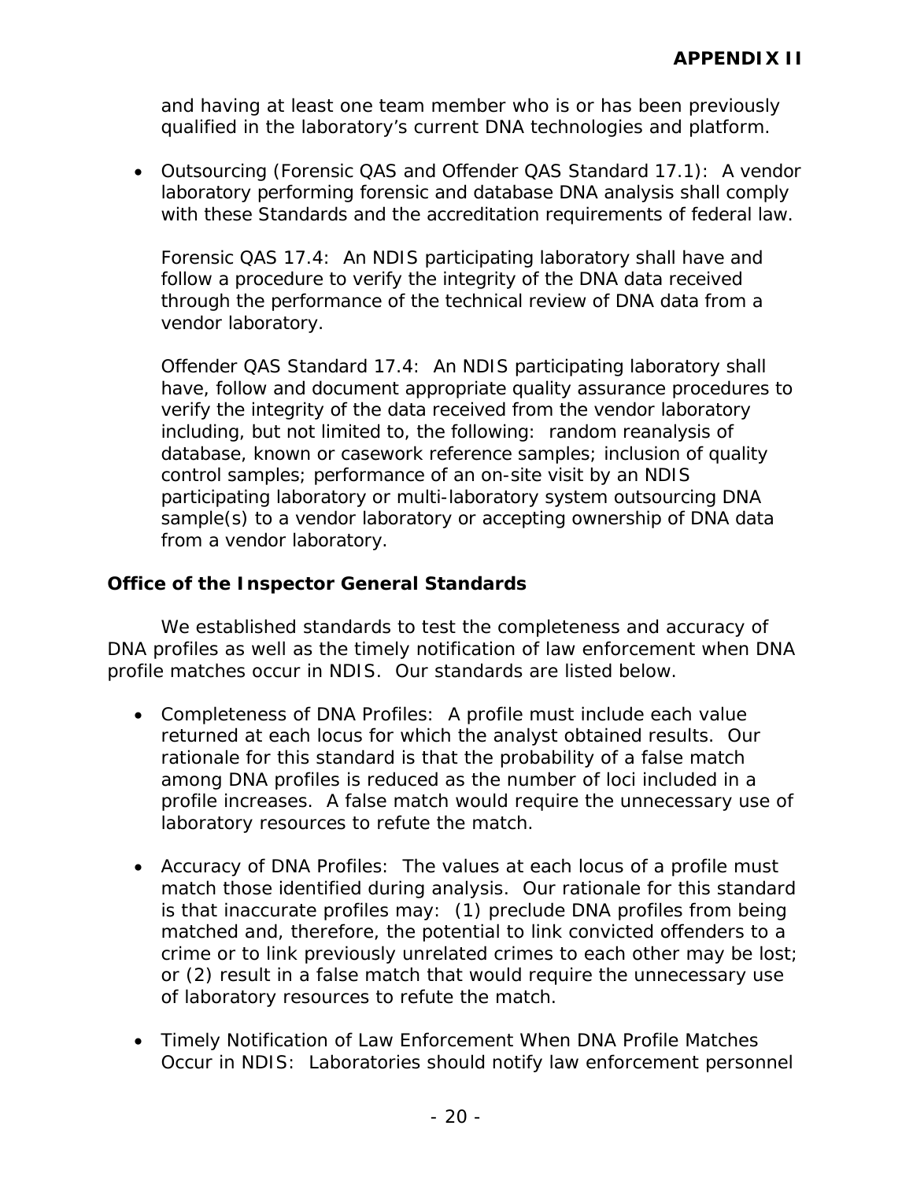and having at least one team member who is or has been previously qualified in the laboratory's current DNA technologies and platform.

- Outsourcing (Forensic QAS and Offender QAS Standard 17.1): A vendor laboratory performing forensic and database DNA analysis shall comply with these Standards and the accreditation requirements of federal law.

  Forensic QAS 17.4: An NDIS participating laboratory shall have and follow a procedure to verify the integrity of the DNA data received through the performance of the technical review of DNA data from a vendor laboratory.

  Offender QAS Standard 17.4: An NDIS participating laboratory shall have, follow and document appropriate quality assurance procedures to verify the integrity of the data received from the vendor laboratory including, but not limited to, the following: random reanalysis of database, known or casework reference samples; inclusion of quality control samples; performance of an on-site visit by an NDIS participating laboratory or multi-laboratory system outsourcing DNA sample(s) to a vendor laboratory or accepting ownership of DNA data from a vendor laboratory.

### Office of the Inspector General Standards

We established standards to test the completeness and accuracy of DNA profiles as well as the timely notification of law enforcement when DNA profile matches occur in NDIS. Our standards are listed below.

- Completeness of DNA Profiles: A profile must include each value returned at each locus for which the analyst obtained results. Our rationale for this standard is that the probability of a false match among DNA profiles is reduced as the number of loci included in a profile increases. A false match would require the unnecessary use of laboratory resources to refute the match.

- Accuracy of DNA Profiles: The values at each locus of a profile must match those identified during analysis. Our rationale for this standard is that inaccurate profiles may: (1) preclude DNA profiles from being matched and, therefore, the potential to link convicted offenders to a crime or to link previously unrelated crimes to each other may be lost; or (2) result in a false match that would require the unnecessary use of laboratory resources to refute the match.

- Timely Notification of Law Enforcement When DNA Profile Matches Occur in NDIS: Laboratories should notify law enforcement personnel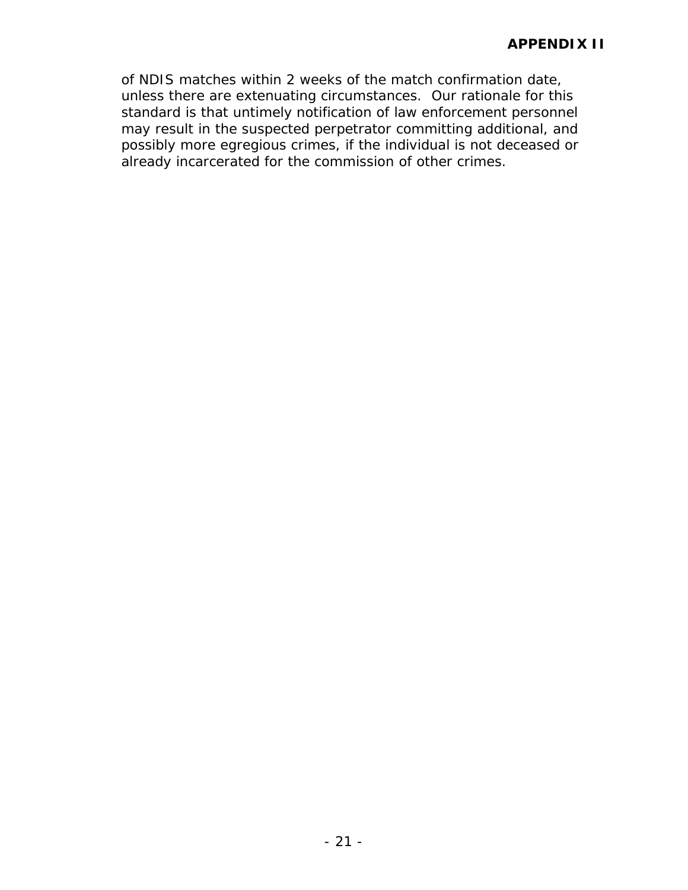of NDIS matches within 2 weeks of the match confirmation date, unless there are extenuating circumstances. Our rationale for this standard is that untimely notification of law enforcement personnel may result in the suspected perpetrator committing additional, and possibly more egregious crimes, if the individual is not deceased or already incarcerated for the commission of other crimes.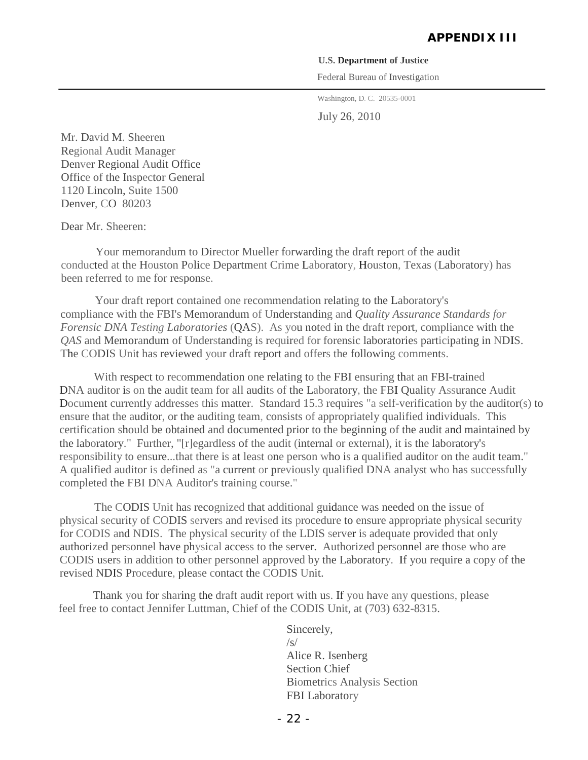# APPENDIX III

**U.S. Department of Justice**

Federal Bureau of Investigation

Washington, D. C. 20535-0001

July 26, 2010

Mr. David M. Sheeren
Regional Audit Manager
Denver Regional Audit Office
Office of the Inspector General
1120 Lincoln, Suite 1500
Denver, CO 80203

Dear Mr. Sheeren:

Your memorandum to Director Mueller forwarding the draft report of the audit conducted at the Houston Police Department Crime Laboratory, Houston, Texas (Laboratory) has been referred to me for response.

Your draft report contained one recommendation relating to the Laboratory's compliance with the FBI's Memorandum of Understanding and *Quality Assurance Standards for Forensic DNA Testing Laboratories* (QAS). As you noted in the draft report, compliance with the *QAS* and Memorandum of Understanding is required for forensic laboratories participating in NDIS. The CODIS Unit has reviewed your draft report and offers the following comments.

With respect to recommendation one relating to the FBI ensuring that an FBI-trained DNA auditor is on the audit team for all audits of the Laboratory, the FBI Quality Assurance Audit Document currently addresses this matter. Standard 15.3 requires "a self-verification by the auditor(s) to ensure that the auditor, or the auditing team, consists of appropriately qualified individuals. This certification should be obtained and documented prior to the beginning of the audit and maintained by the laboratory." Further, "[r]egardless of the audit (internal or external), it is the laboratory's responsibility to ensure...that there is at least one person who is a qualified auditor on the audit team." A qualified auditor is defined as "a current or previously qualified DNA analyst who has successfully completed the FBI DNA Auditor's training course."

The CODIS Unit has recognized that additional guidance was needed on the issue of physical security of CODIS servers and revised its procedure to ensure appropriate physical security for CODIS and NDIS. The physical security of the LDIS server is adequate provided that only authorized personnel have physical access to the server. Authorized personnel are those who are CODIS users in addition to other personnel approved by the Laboratory. If you require a copy of the revised NDIS Procedure, please contact the CODIS Unit.

Thank you for sharing the draft audit report with us. If you have any questions, please feel free to contact Jennifer Luttman, Chief of the CODIS Unit, at (703) 632-8315.

Sincerely,
/s/
Alice R. Isenberg
Section Chief
Biometrics Analysis Section
FBI Laboratory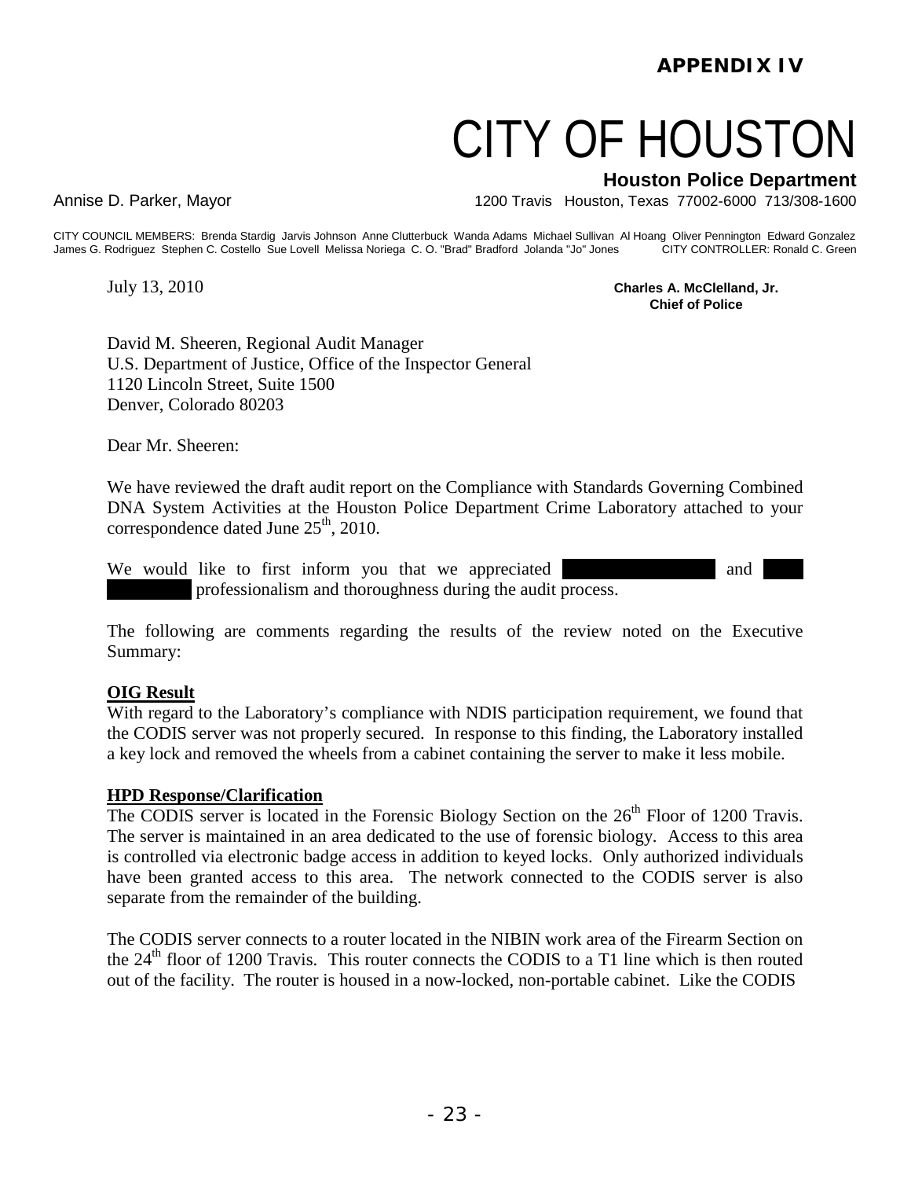**APPENDIX IV**

# CITY OF HOUSTON

**Houston Police Department**

Annise D. Parker, Mayor

1200 Travis Houston, Texas 77002-6000 713/308-1600

CITY COUNCIL MEMBERS: Brenda Stardig Jarvis Johnson Anne Clutterbuck Wanda Adams Michael Sullivan Al Hoang Oliver Pennington Edward Gonzalez James G. Rodriguez Stephen C. Costello Sue Lovell Melissa Noriega C. O. "Brad" Bradford Jolanda "Jo" Jones CITY CONTROLLER: Ronald C. Green

July 13, 2010

**Charles A. McClelland, Jr.**
**Chief of Police**

David M. Sheeren, Regional Audit Manager
U.S. Department of Justice, Office of the Inspector General
1120 Lincoln Street, Suite 1500
Denver, Colorado 80203

Dear Mr. Sheeren:

We have reviewed the draft audit report on the Compliance with Standards Governing Combined DNA System Activities at the Houston Police Department Crime Laboratory attached to your correspondence dated June 25th, 2010.

We would like to first inform you that we appreciated [REDACTED] and [REDACTED] professionalism and thoroughness during the audit process.

The following are comments regarding the results of the review noted on the Executive Summary:

**OIG Result**

With regard to the Laboratory's compliance with NDIS participation requirement, we found that the CODIS server was not properly secured. In response to this finding, the Laboratory installed a key lock and removed the wheels from a cabinet containing the server to make it less mobile.

**HPD Response/Clarification**

The CODIS server is located in the Forensic Biology Section on the 26th Floor of 1200 Travis. The server is maintained in an area dedicated to the use of forensic biology. Access to this area is controlled via electronic badge access in addition to keyed locks. Only authorized individuals have been granted access to this area. The network connected to the CODIS server is also separate from the remainder of the building.

The CODIS server connects to a router located in the NIBIN work area of the Firearm Section on the 24th floor of 1200 Travis. This router connects the CODIS to a T1 line which is then routed out of the facility. The router is housed in a now-locked, non-portable cabinet. Like the CODIS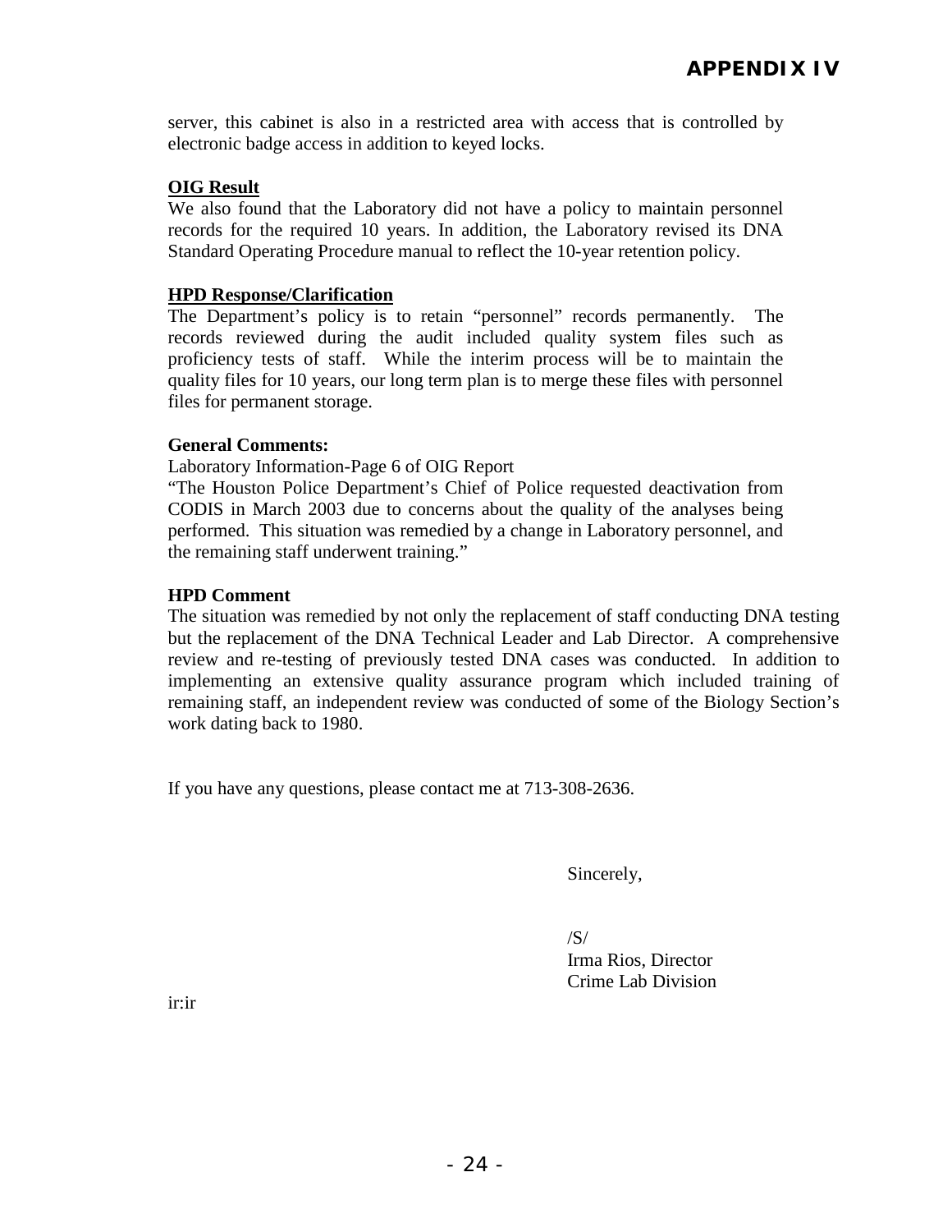# APPENDIX IV

server, this cabinet is also in a restricted area with access that is controlled by electronic badge access in addition to keyed locks.

**OIG Result**

We also found that the Laboratory did not have a policy to maintain personnel records for the required 10 years. In addition, the Laboratory revised its DNA Standard Operating Procedure manual to reflect the 10-year retention policy.

**HPD Response/Clarification**

The Department's policy is to retain "personnel" records permanently. The records reviewed during the audit included quality system files such as proficiency tests of staff. While the interim process will be to maintain the quality files for 10 years, our long term plan is to merge these files with personnel files for permanent storage.

**General Comments:**

Laboratory Information-Page 6 of OIG Report

"The Houston Police Department's Chief of Police requested deactivation from CODIS in March 2003 due to concerns about the quality of the analyses being performed. This situation was remedied by a change in Laboratory personnel, and the remaining staff underwent training."

**HPD Comment**

The situation was remedied by not only the replacement of staff conducting DNA testing but the replacement of the DNA Technical Leader and Lab Director. A comprehensive review and re-testing of previously tested DNA cases was conducted. In addition to implementing an extensive quality assurance program which included training of remaining staff, an independent review was conducted of some of the Biology Section's work dating back to 1980.

If you have any questions, please contact me at 713-308-2636.

Sincerely,

/S/
Irma Rios, Director
Crime Lab Division

ir:ir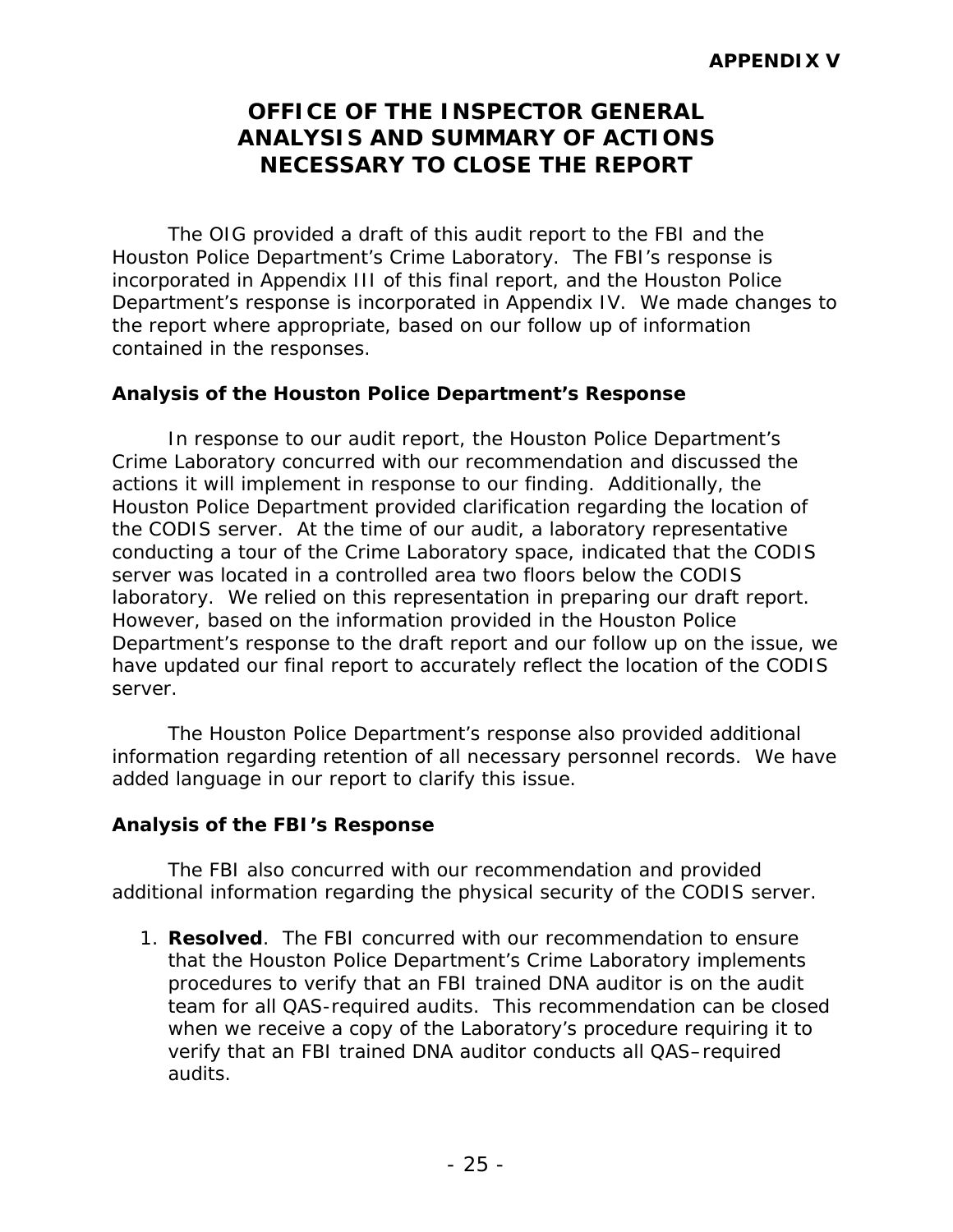**APPENDIX V**

# OFFICE OF THE INSPECTOR GENERAL ANALYSIS AND SUMMARY OF ACTIONS NECESSARY TO CLOSE THE REPORT

The OIG provided a draft of this audit report to the FBI and the Houston Police Department's Crime Laboratory. The FBI's response is incorporated in Appendix III of this final report, and the Houston Police Department's response is incorporated in Appendix IV. We made changes to the report where appropriate, based on our follow up of information contained in the responses.

## Analysis of the Houston Police Department's Response

In response to our audit report, the Houston Police Department's Crime Laboratory concurred with our recommendation and discussed the actions it will implement in response to our finding. Additionally, the Houston Police Department provided clarification regarding the location of the CODIS server. At the time of our audit, a laboratory representative conducting a tour of the Crime Laboratory space, indicated that the CODIS server was located in a controlled area two floors below the CODIS laboratory. We relied on this representation in preparing our draft report. However, based on the information provided in the Houston Police Department's response to the draft report and our follow up on the issue, we have updated our final report to accurately reflect the location of the CODIS server.

The Houston Police Department's response also provided additional information regarding retention of all necessary personnel records. We have added language in our report to clarify this issue.

## Analysis of the FBI's Response

The FBI also concurred with our recommendation and provided additional information regarding the physical security of the CODIS server.

1. **Resolved**. The FBI concurred with our recommendation to ensure that the Houston Police Department's Crime Laboratory implements procedures to verify that an FBI trained DNA auditor is on the audit team for all QAS-required audits. This recommendation can be closed when we receive a copy of the Laboratory's procedure requiring it to verify that an FBI trained DNA auditor conducts all QAS–required audits.